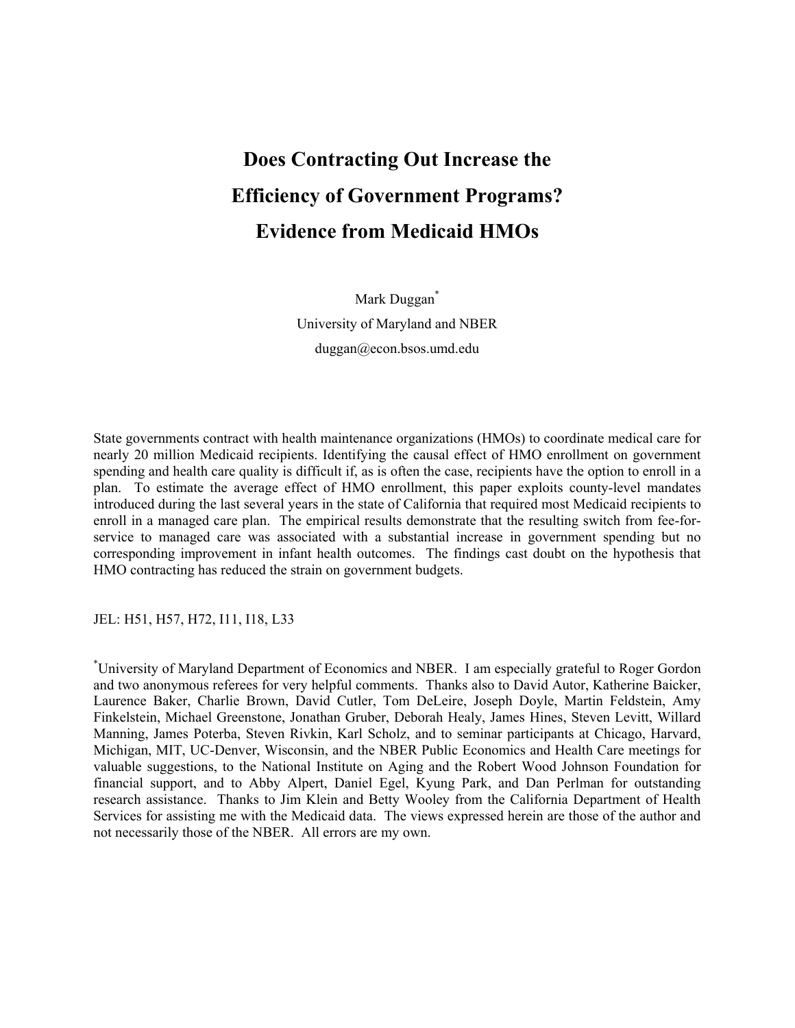# Does Contracting Out Increase the Efficiency of Government Programs? Evidence from Medicaid HMOs

Mark Duggan*

University of Maryland and NBER

duggan@econ.bsos.umd.edu

State governments contract with health maintenance organizations (HMOs) to coordinate medical care for nearly 20 million Medicaid recipients. Identifying the causal effect of HMO enrollment on government spending and health care quality is difficult if, as is often the case, recipients have the option to enroll in a plan. To estimate the average effect of HMO enrollment, this paper exploits county-level mandates introduced during the last several years in the state of California that required most Medicaid recipients to enroll in a managed care plan. The empirical results demonstrate that the resulting switch from fee-for-service to managed care was associated with a substantial increase in government spending but no corresponding improvement in infant health outcomes. The findings cast doubt on the hypothesis that HMO contracting has reduced the strain on government budgets.

JEL: H51, H57, H72, I11, I18, L33

*University of Maryland Department of Economics and NBER. I am especially grateful to Roger Gordon and two anonymous referees for very helpful comments. Thanks also to David Autor, Katherine Baicker, Laurence Baker, Charlie Brown, David Cutler, Tom DeLeire, Joseph Doyle, Martin Feldstein, Amy Finkelstein, Michael Greenstone, Jonathan Gruber, Deborah Healy, James Hines, Steven Levitt, Willard Manning, James Poterba, Steven Rivkin, Karl Scholz, and to seminar participants at Chicago, Harvard, Michigan, MIT, UC-Denver, Wisconsin, and the NBER Public Economics and Health Care meetings for valuable suggestions, to the National Institute on Aging and the Robert Wood Johnson Foundation for financial support, and to Abby Alpert, Daniel Egel, Kyung Park, and Dan Perlman for outstanding research assistance. Thanks to Jim Klein and Betty Wooley from the California Department of Health Services for assisting me with the Medicaid data. The views expressed herein are those of the author and not necessarily those of the NBER. All errors are my own.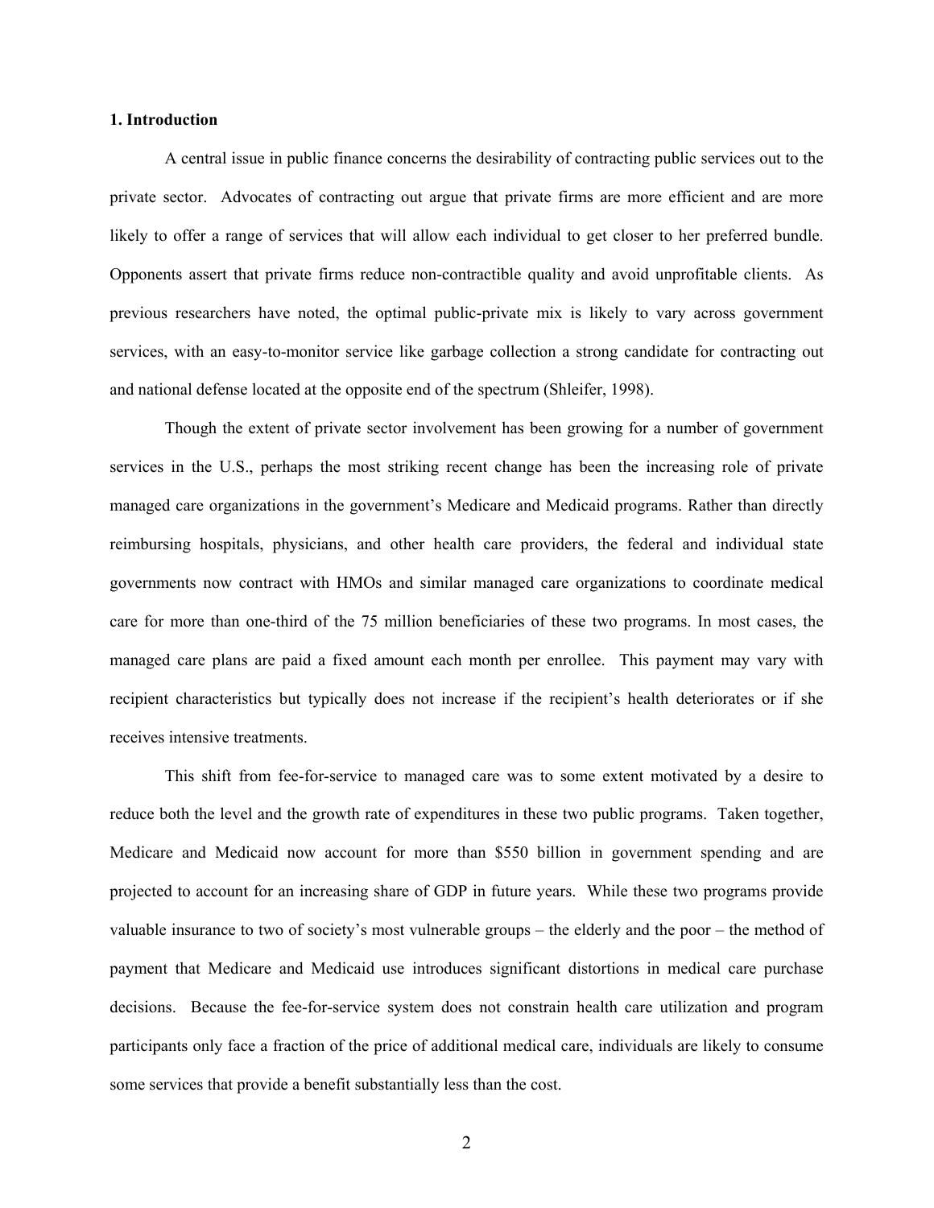## 1. Introduction

A central issue in public finance concerns the desirability of contracting public services out to the private sector. Advocates of contracting out argue that private firms are more efficient and are more likely to offer a range of services that will allow each individual to get closer to her preferred bundle. Opponents assert that private firms reduce non-contractible quality and avoid unprofitable clients. As previous researchers have noted, the optimal public-private mix is likely to vary across government services, with an easy-to-monitor service like garbage collection a strong candidate for contracting out and national defense located at the opposite end of the spectrum (Shleifer, 1998).

Though the extent of private sector involvement has been growing for a number of government services in the U.S., perhaps the most striking recent change has been the increasing role of private managed care organizations in the government's Medicare and Medicaid programs. Rather than directly reimbursing hospitals, physicians, and other health care providers, the federal and individual state governments now contract with HMOs and similar managed care organizations to coordinate medical care for more than one-third of the 75 million beneficiaries of these two programs. In most cases, the managed care plans are paid a fixed amount each month per enrollee. This payment may vary with recipient characteristics but typically does not increase if the recipient's health deteriorates or if she receives intensive treatments.

This shift from fee-for-service to managed care was to some extent motivated by a desire to reduce both the level and the growth rate of expenditures in these two public programs. Taken together, Medicare and Medicaid now account for more than $550 billion in government spending and are projected to account for an increasing share of GDP in future years. While these two programs provide valuable insurance to two of society's most vulnerable groups – the elderly and the poor – the method of payment that Medicare and Medicaid use introduces significant distortions in medical care purchase decisions. Because the fee-for-service system does not constrain health care utilization and program participants only face a fraction of the price of additional medical care, individuals are likely to consume some services that provide a benefit substantially less than the cost.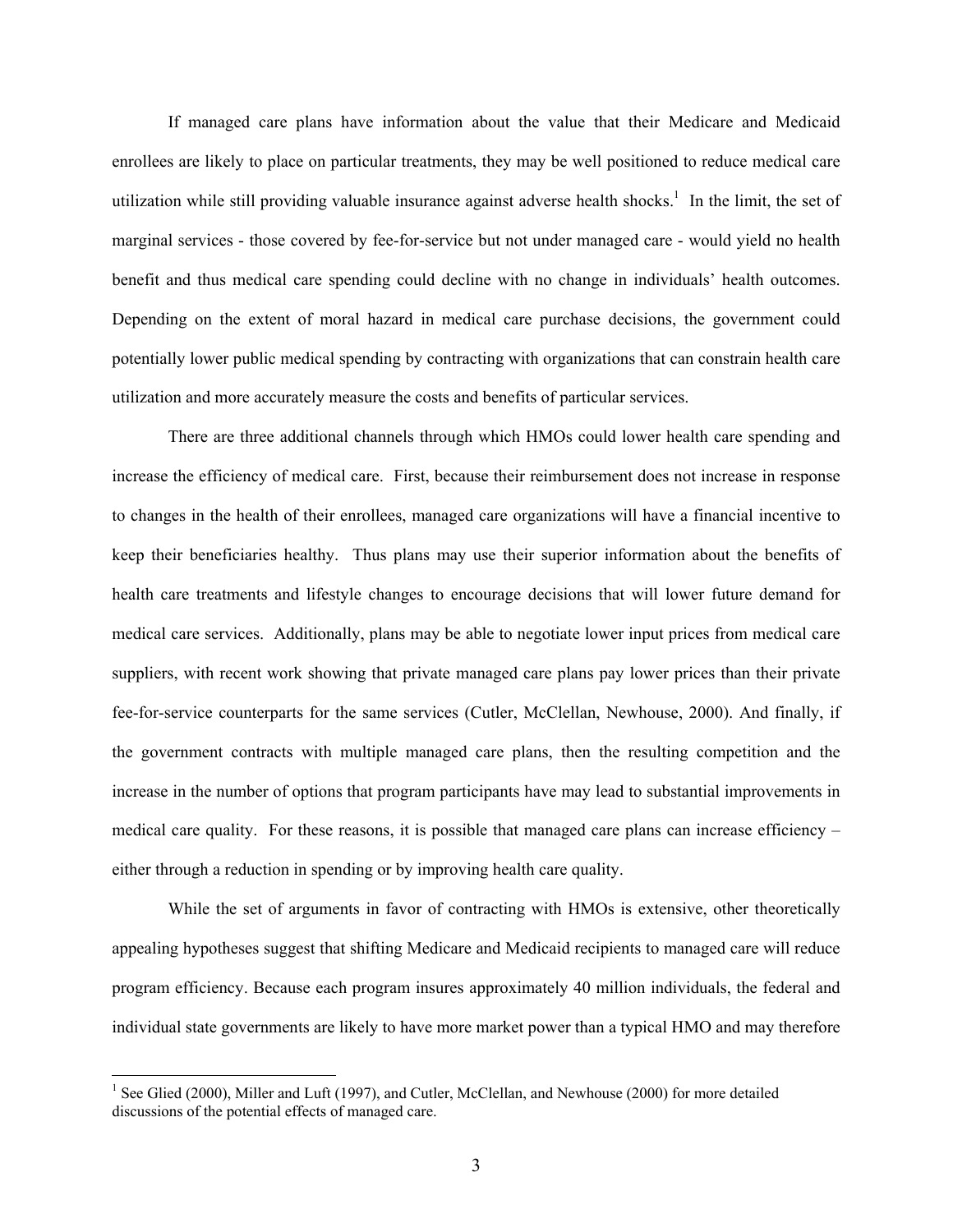If managed care plans have information about the value that their Medicare and Medicaid enrollees are likely to place on particular treatments, they may be well positioned to reduce medical care utilization while still providing valuable insurance against adverse health shocks.[1] In the limit, the set of marginal services - those covered by fee-for-service but not under managed care - would yield no health benefit and thus medical care spending could decline with no change in individuals' health outcomes. Depending on the extent of moral hazard in medical care purchase decisions, the government could potentially lower public medical spending by contracting with organizations that can constrain health care utilization and more accurately measure the costs and benefits of particular services.

There are three additional channels through which HMOs could lower health care spending and increase the efficiency of medical care. First, because their reimbursement does not increase in response to changes in the health of their enrollees, managed care organizations will have a financial incentive to keep their beneficiaries healthy. Thus plans may use their superior information about the benefits of health care treatments and lifestyle changes to encourage decisions that will lower future demand for medical care services. Additionally, plans may be able to negotiate lower input prices from medical care suppliers, with recent work showing that private managed care plans pay lower prices than their private fee-for-service counterparts for the same services (Cutler, McClellan, Newhouse, 2000). And finally, if the government contracts with multiple managed care plans, then the resulting competition and the increase in the number of options that program participants have may lead to substantial improvements in medical care quality. For these reasons, it is possible that managed care plans can increase efficiency – either through a reduction in spending or by improving health care quality.

While the set of arguments in favor of contracting with HMOs is extensive, other theoretically appealing hypotheses suggest that shifting Medicare and Medicaid recipients to managed care will reduce program efficiency. Because each program insures approximately 40 million individuals, the federal and individual state governments are likely to have more market power than a typical HMO and may therefore

[1] See Glied (2000), Miller and Luft (1997), and Cutler, McClellan, and Newhouse (2000) for more detailed discussions of the potential effects of managed care.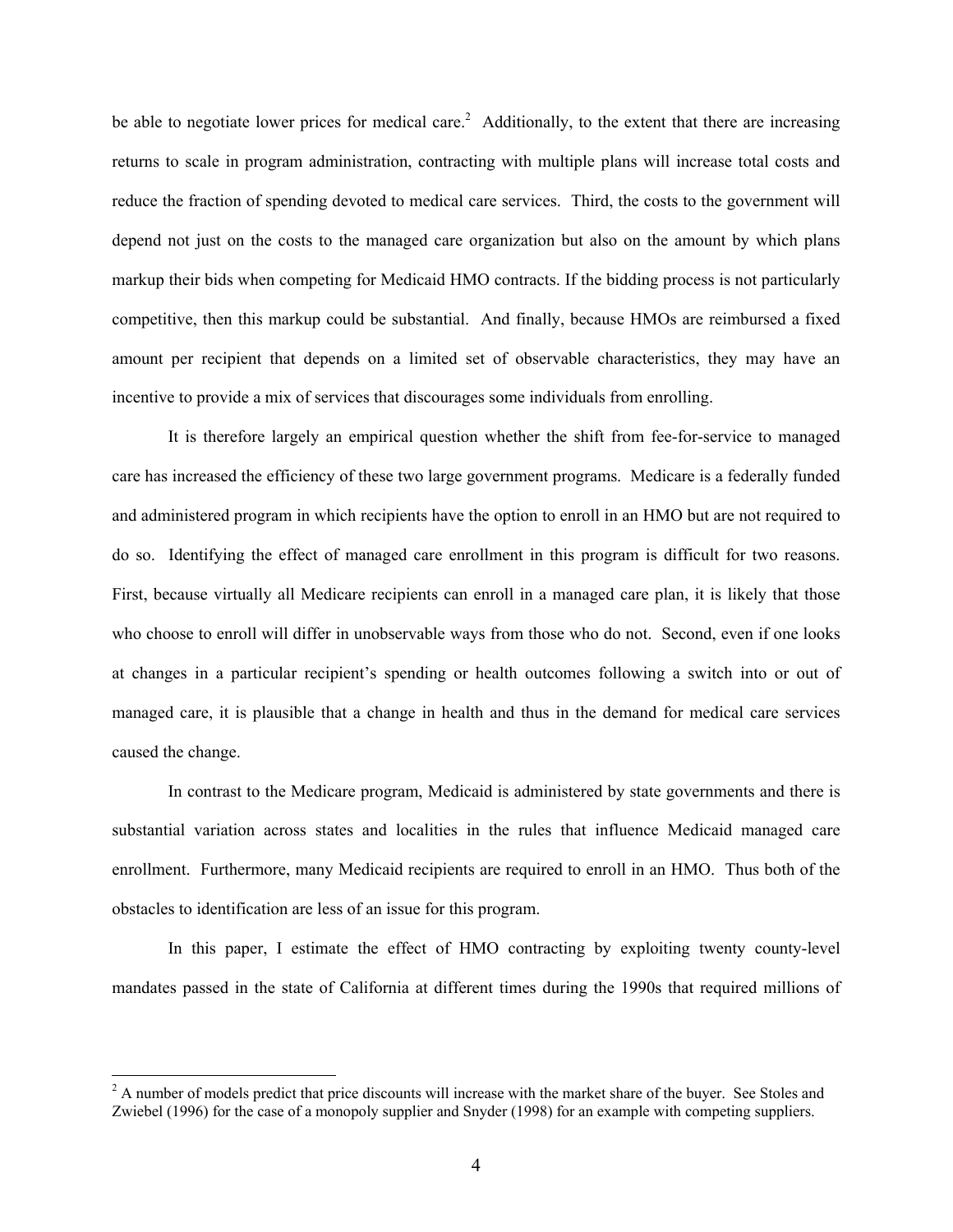be able to negotiate lower prices for medical care.[2] Additionally, to the extent that there are increasing returns to scale in program administration, contracting with multiple plans will increase total costs and reduce the fraction of spending devoted to medical care services. Third, the costs to the government will depend not just on the costs to the managed care organization but also on the amount by which plans markup their bids when competing for Medicaid HMO contracts. If the bidding process is not particularly competitive, then this markup could be substantial. And finally, because HMOs are reimbursed a fixed amount per recipient that depends on a limited set of observable characteristics, they may have an incentive to provide a mix of services that discourages some individuals from enrolling.

It is therefore largely an empirical question whether the shift from fee-for-service to managed care has increased the efficiency of these two large government programs. Medicare is a federally funded and administered program in which recipients have the option to enroll in an HMO but are not required to do so. Identifying the effect of managed care enrollment in this program is difficult for two reasons. First, because virtually all Medicare recipients can enroll in a managed care plan, it is likely that those who choose to enroll will differ in unobservable ways from those who do not. Second, even if one looks at changes in a particular recipient's spending or health outcomes following a switch into or out of managed care, it is plausible that a change in health and thus in the demand for medical care services caused the change.

In contrast to the Medicare program, Medicaid is administered by state governments and there is substantial variation across states and localities in the rules that influence Medicaid managed care enrollment. Furthermore, many Medicaid recipients are required to enroll in an HMO. Thus both of the obstacles to identification are less of an issue for this program.

In this paper, I estimate the effect of HMO contracting by exploiting twenty county-level mandates passed in the state of California at different times during the 1990s that required millions of

[2] A number of models predict that price discounts will increase with the market share of the buyer. See Stoles and Zwiebel (1996) for the case of a monopoly supplier and Snyder (1998) for an example with competing suppliers.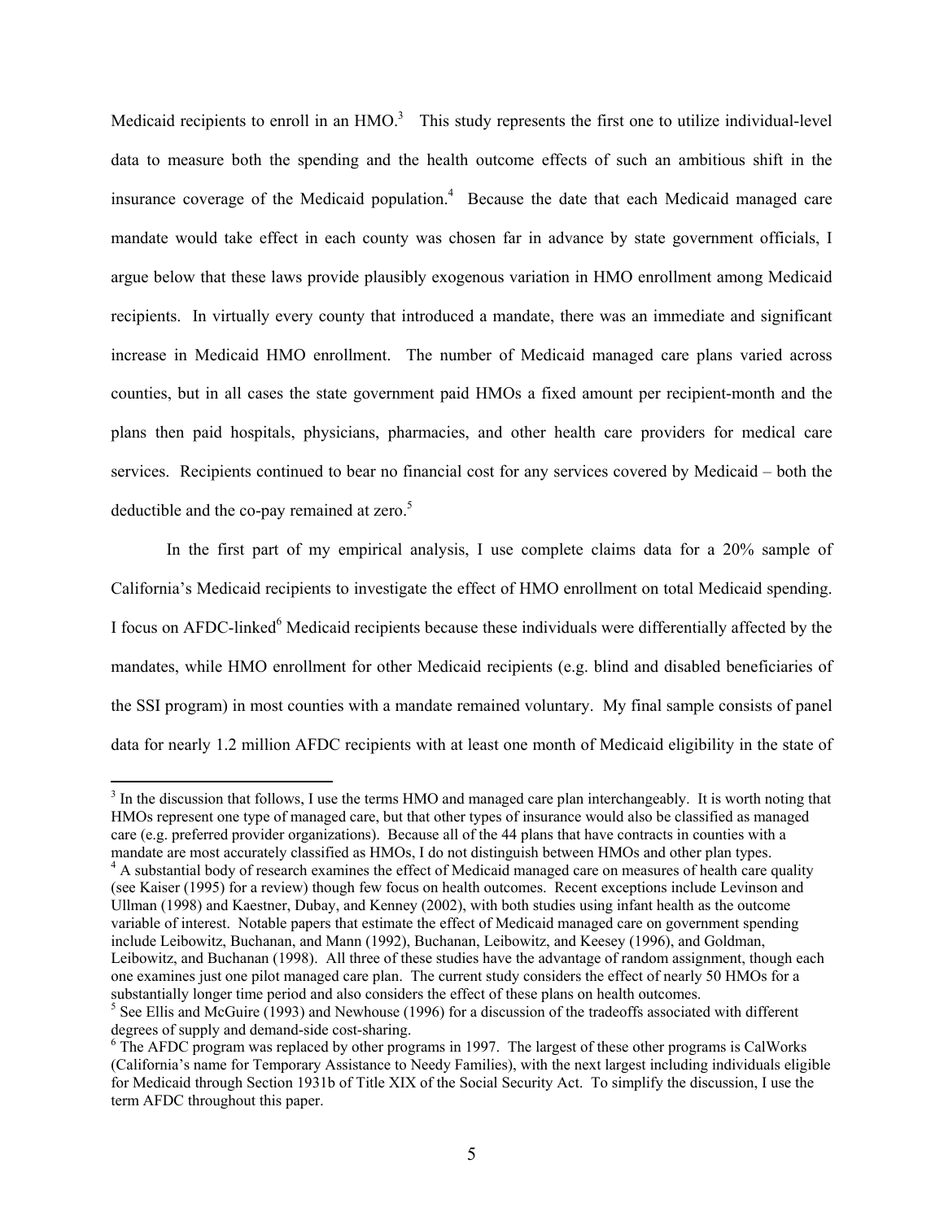Medicaid recipients to enroll in an HMO.[3] This study represents the first one to utilize individual-level data to measure both the spending and the health outcome effects of such an ambitious shift in the insurance coverage of the Medicaid population.[4] Because the date that each Medicaid managed care mandate would take effect in each county was chosen far in advance by state government officials, I argue below that these laws provide plausibly exogenous variation in HMO enrollment among Medicaid recipients. In virtually every county that introduced a mandate, there was an immediate and significant increase in Medicaid HMO enrollment. The number of Medicaid managed care plans varied across counties, but in all cases the state government paid HMOs a fixed amount per recipient-month and the plans then paid hospitals, physicians, pharmacies, and other health care providers for medical care services. Recipients continued to bear no financial cost for any services covered by Medicaid – both the deductible and the co-pay remained at zero.[5]

In the first part of my empirical analysis, I use complete claims data for a 20% sample of California's Medicaid recipients to investigate the effect of HMO enrollment on total Medicaid spending. I focus on AFDC-linked[6] Medicaid recipients because these individuals were differentially affected by the mandates, while HMO enrollment for other Medicaid recipients (e.g. blind and disabled beneficiaries of the SSI program) in most counties with a mandate remained voluntary. My final sample consists of panel data for nearly 1.2 million AFDC recipients with at least one month of Medicaid eligibility in the state of

[3] In the discussion that follows, I use the terms HMO and managed care plan interchangeably. It is worth noting that HMOs represent one type of managed care, but that other types of insurance would also be classified as managed care (e.g. preferred provider organizations). Because all of the 44 plans that have contracts in counties with a mandate are most accurately classified as HMOs, I do not distinguish between HMOs and other plan types.

[4] A substantial body of research examines the effect of Medicaid managed care on measures of health care quality (see Kaiser (1995) for a review) though few focus on health outcomes. Recent exceptions include Levinson and Ullman (1998) and Kaestner, Dubay, and Kenney (2002), with both studies using infant health as the outcome variable of interest. Notable papers that estimate the effect of Medicaid managed care on government spending include Leibowitz, Buchanan, and Mann (1992), Buchanan, Leibowitz, and Keesey (1996), and Goldman, Leibowitz, and Buchanan (1998). All three of these studies have the advantage of random assignment, though each one examines just one pilot managed care plan. The current study considers the effect of nearly 50 HMOs for a substantially longer time period and also considers the effect of these plans on health outcomes.

[5] See Ellis and McGuire (1993) and Newhouse (1996) for a discussion of the tradeoffs associated with different degrees of supply and demand-side cost-sharing.

[6] The AFDC program was replaced by other programs in 1997. The largest of these other programs is CalWorks (California's name for Temporary Assistance to Needy Families), with the next largest including individuals eligible for Medicaid through Section 1931b of Title XIX of the Social Security Act. To simplify the discussion, I use the term AFDC throughout this paper.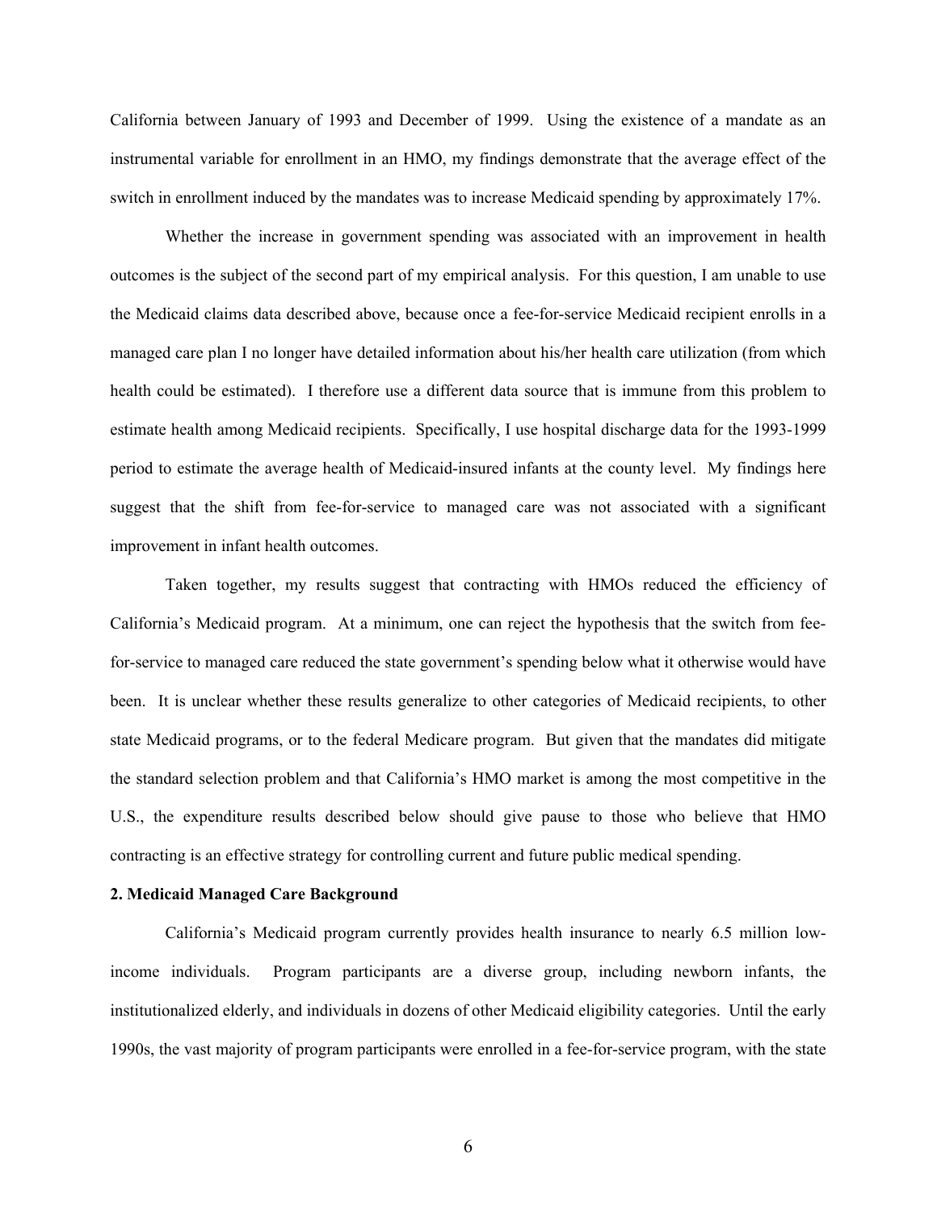California between January of 1993 and December of 1999. Using the existence of a mandate as an instrumental variable for enrollment in an HMO, my findings demonstrate that the average effect of the switch in enrollment induced by the mandates was to increase Medicaid spending by approximately 17%.

Whether the increase in government spending was associated with an improvement in health outcomes is the subject of the second part of my empirical analysis. For this question, I am unable to use the Medicaid claims data described above, because once a fee-for-service Medicaid recipient enrolls in a managed care plan I no longer have detailed information about his/her health care utilization (from which health could be estimated). I therefore use a different data source that is immune from this problem to estimate health among Medicaid recipients. Specifically, I use hospital discharge data for the 1993-1999 period to estimate the average health of Medicaid-insured infants at the county level. My findings here suggest that the shift from fee-for-service to managed care was not associated with a significant improvement in infant health outcomes.

Taken together, my results suggest that contracting with HMOs reduced the efficiency of California's Medicaid program. At a minimum, one can reject the hypothesis that the switch from fee-for-service to managed care reduced the state government's spending below what it otherwise would have been. It is unclear whether these results generalize to other categories of Medicaid recipients, to other state Medicaid programs, or to the federal Medicare program. But given that the mandates did mitigate the standard selection problem and that California's HMO market is among the most competitive in the U.S., the expenditure results described below should give pause to those who believe that HMO contracting is an effective strategy for controlling current and future public medical spending.

## 2. Medicaid Managed Care Background

California's Medicaid program currently provides health insurance to nearly 6.5 million low-income individuals. Program participants are a diverse group, including newborn infants, the institutionalized elderly, and individuals in dozens of other Medicaid eligibility categories. Until the early 1990s, the vast majority of program participants were enrolled in a fee-for-service program, with the state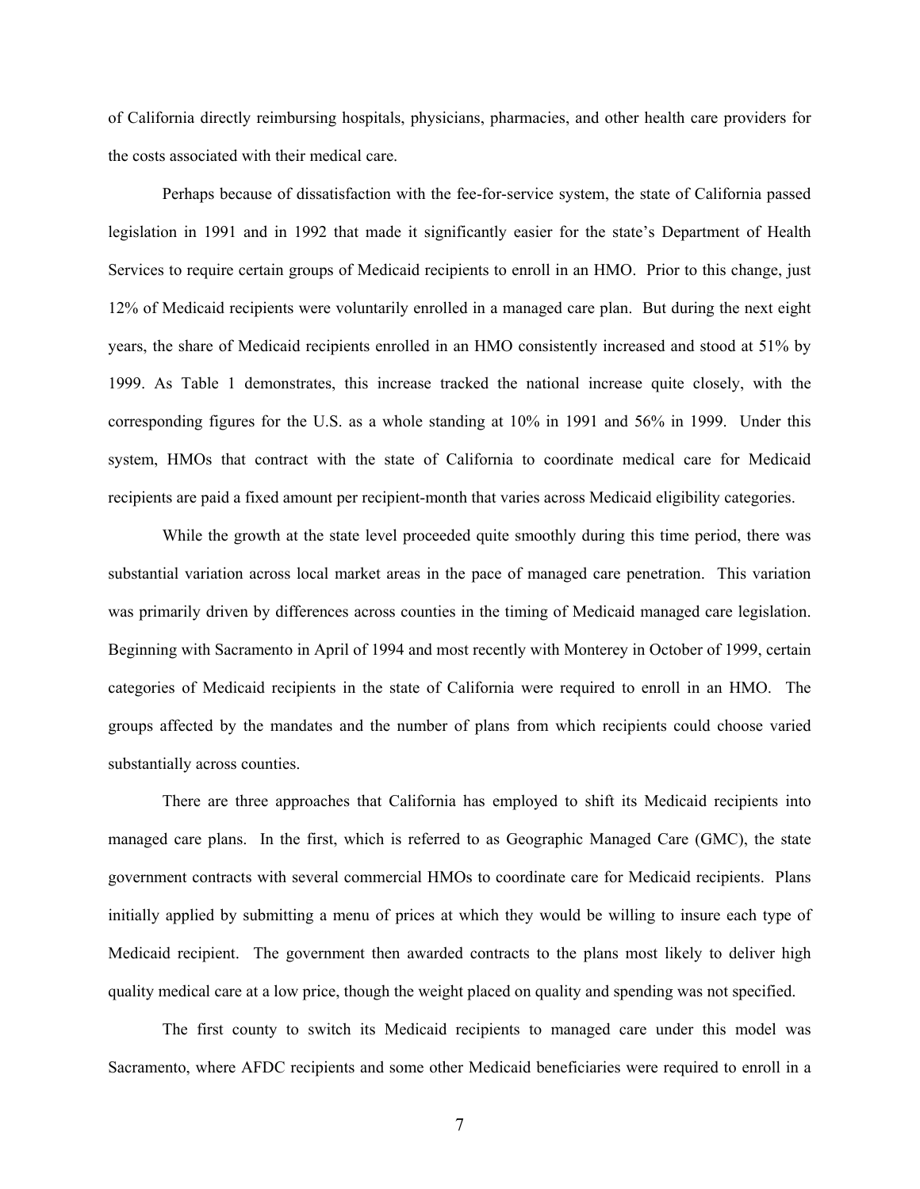of California directly reimbursing hospitals, physicians, pharmacies, and other health care providers for the costs associated with their medical care.

Perhaps because of dissatisfaction with the fee-for-service system, the state of California passed legislation in 1991 and in 1992 that made it significantly easier for the state's Department of Health Services to require certain groups of Medicaid recipients to enroll in an HMO. Prior to this change, just 12% of Medicaid recipients were voluntarily enrolled in a managed care plan. But during the next eight years, the share of Medicaid recipients enrolled in an HMO consistently increased and stood at 51% by 1999. As Table 1 demonstrates, this increase tracked the national increase quite closely, with the corresponding figures for the U.S. as a whole standing at 10% in 1991 and 56% in 1999. Under this system, HMOs that contract with the state of California to coordinate medical care for Medicaid recipients are paid a fixed amount per recipient-month that varies across Medicaid eligibility categories.

While the growth at the state level proceeded quite smoothly during this time period, there was substantial variation across local market areas in the pace of managed care penetration. This variation was primarily driven by differences across counties in the timing of Medicaid managed care legislation. Beginning with Sacramento in April of 1994 and most recently with Monterey in October of 1999, certain categories of Medicaid recipients in the state of California were required to enroll in an HMO. The groups affected by the mandates and the number of plans from which recipients could choose varied substantially across counties.

There are three approaches that California has employed to shift its Medicaid recipients into managed care plans. In the first, which is referred to as Geographic Managed Care (GMC), the state government contracts with several commercial HMOs to coordinate care for Medicaid recipients. Plans initially applied by submitting a menu of prices at which they would be willing to insure each type of Medicaid recipient. The government then awarded contracts to the plans most likely to deliver high quality medical care at a low price, though the weight placed on quality and spending was not specified.

The first county to switch its Medicaid recipients to managed care under this model was Sacramento, where AFDC recipients and some other Medicaid beneficiaries were required to enroll in a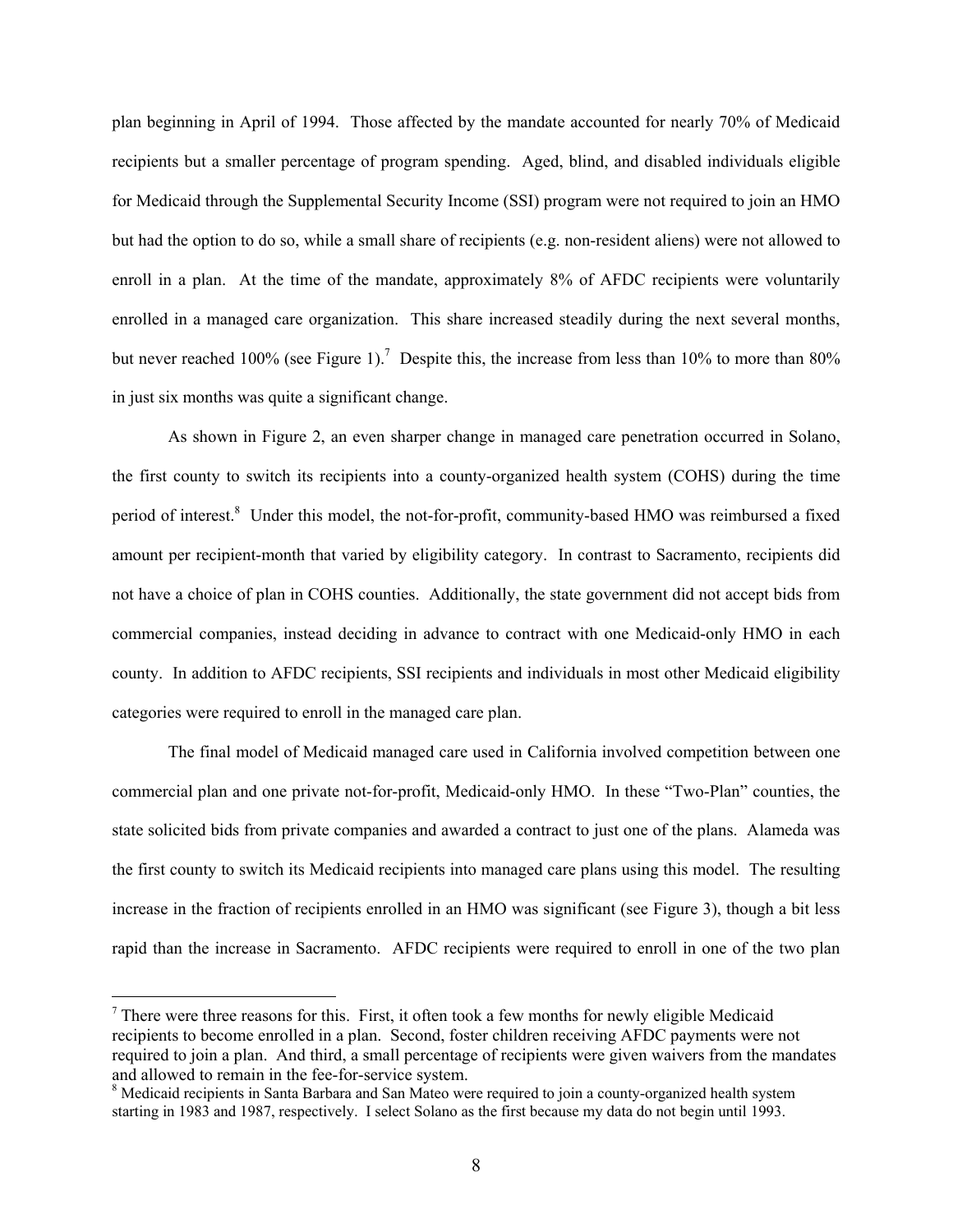plan beginning in April of 1994. Those affected by the mandate accounted for nearly 70% of Medicaid recipients but a smaller percentage of program spending. Aged, blind, and disabled individuals eligible for Medicaid through the Supplemental Security Income (SSI) program were not required to join an HMO but had the option to do so, while a small share of recipients (e.g. non-resident aliens) were not allowed to enroll in a plan. At the time of the mandate, approximately 8% of AFDC recipients were voluntarily enrolled in a managed care organization. This share increased steadily during the next several months, but never reached 100% (see Figure 1).[7] Despite this, the increase from less than 10% to more than 80% in just six months was quite a significant change.

As shown in Figure 2, an even sharper change in managed care penetration occurred in Solano, the first county to switch its recipients into a county-organized health system (COHS) during the time period of interest.[8] Under this model, the not-for-profit, community-based HMO was reimbursed a fixed amount per recipient-month that varied by eligibility category. In contrast to Sacramento, recipients did not have a choice of plan in COHS counties. Additionally, the state government did not accept bids from commercial companies, instead deciding in advance to contract with one Medicaid-only HMO in each county. In addition to AFDC recipients, SSI recipients and individuals in most other Medicaid eligibility categories were required to enroll in the managed care plan.

The final model of Medicaid managed care used in California involved competition between one commercial plan and one private not-for-profit, Medicaid-only HMO. In these "Two-Plan" counties, the state solicited bids from private companies and awarded a contract to just one of the plans. Alameda was the first county to switch its Medicaid recipients into managed care plans using this model. The resulting increase in the fraction of recipients enrolled in an HMO was significant (see Figure 3), though a bit less rapid than the increase in Sacramento. AFDC recipients were required to enroll in one of the two plan

---

[7] There were three reasons for this. First, it often took a few months for newly eligible Medicaid recipients to become enrolled in a plan. Second, foster children receiving AFDC payments were not required to join a plan. And third, a small percentage of recipients were given waivers from the mandates and allowed to remain in the fee-for-service system.

[8] Medicaid recipients in Santa Barbara and San Mateo were required to join a county-organized health system starting in 1983 and 1987, respectively. I select Solano as the first because my data do not begin until 1993.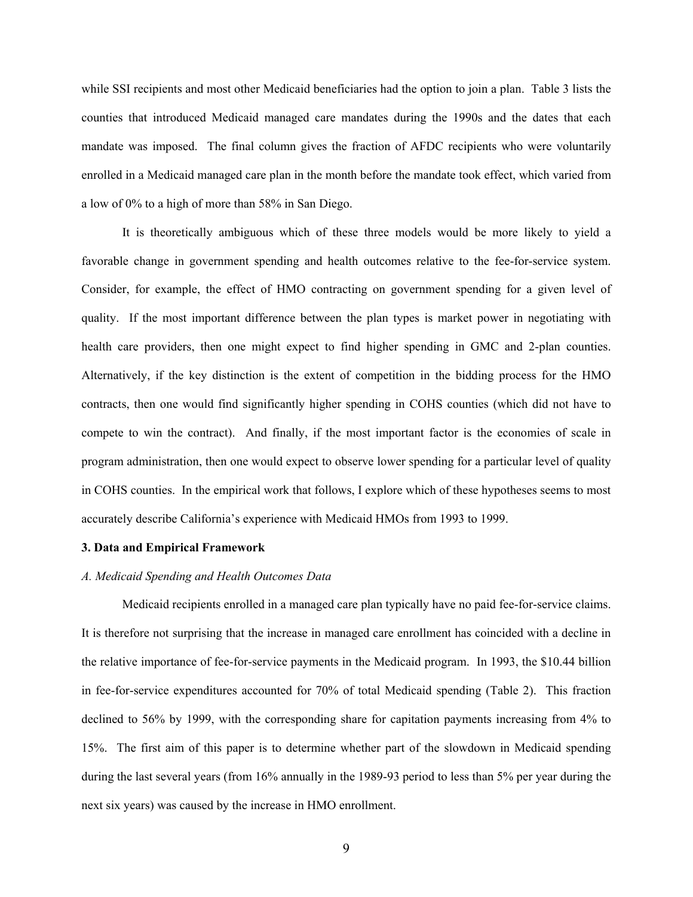while SSI recipients and most other Medicaid beneficiaries had the option to join a plan. Table 3 lists the counties that introduced Medicaid managed care mandates during the 1990s and the dates that each mandate was imposed. The final column gives the fraction of AFDC recipients who were voluntarily enrolled in a Medicaid managed care plan in the month before the mandate took effect, which varied from a low of 0% to a high of more than 58% in San Diego.

It is theoretically ambiguous which of these three models would be more likely to yield a favorable change in government spending and health outcomes relative to the fee-for-service system. Consider, for example, the effect of HMO contracting on government spending for a given level of quality. If the most important difference between the plan types is market power in negotiating with health care providers, then one might expect to find higher spending in GMC and 2-plan counties. Alternatively, if the key distinction is the extent of competition in the bidding process for the HMO contracts, then one would find significantly higher spending in COHS counties (which did not have to compete to win the contract). And finally, if the most important factor is the economies of scale in program administration, then one would expect to observe lower spending for a particular level of quality in COHS counties. In the empirical work that follows, I explore which of these hypotheses seems to most accurately describe California's experience with Medicaid HMOs from 1993 to 1999.

### 3. Data and Empirical Framework

*A. Medicaid Spending and Health Outcomes Data*

Medicaid recipients enrolled in a managed care plan typically have no paid fee-for-service claims. It is therefore not surprising that the increase in managed care enrollment has coincided with a decline in the relative importance of fee-for-service payments in the Medicaid program. In 1993, the $10.44 billion in fee-for-service expenditures accounted for 70% of total Medicaid spending (Table 2). This fraction declined to 56% by 1999, with the corresponding share for capitation payments increasing from 4% to 15%. The first aim of this paper is to determine whether part of the slowdown in Medicaid spending during the last several years (from 16% annually in the 1989-93 period to less than 5% per year during the next six years) was caused by the increase in HMO enrollment.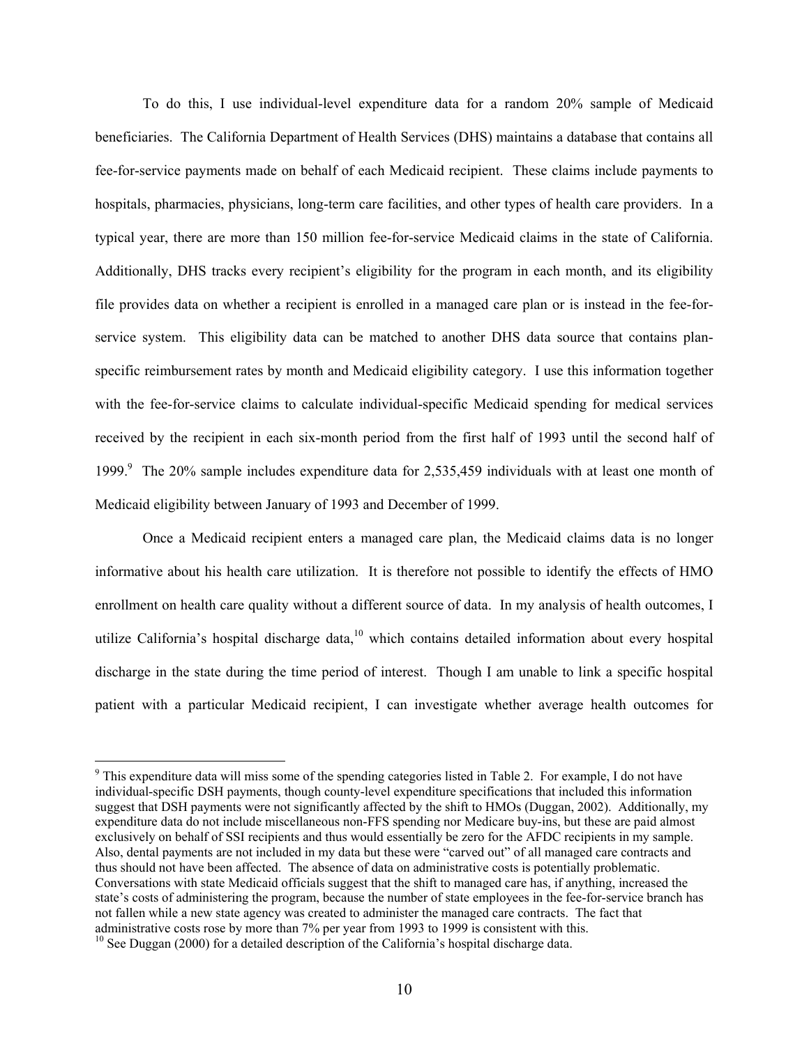To do this, I use individual-level expenditure data for a random 20% sample of Medicaid beneficiaries. The California Department of Health Services (DHS) maintains a database that contains all fee-for-service payments made on behalf of each Medicaid recipient. These claims include payments to hospitals, pharmacies, physicians, long-term care facilities, and other types of health care providers. In a typical year, there are more than 150 million fee-for-service Medicaid claims in the state of California. Additionally, DHS tracks every recipient's eligibility for the program in each month, and its eligibility file provides data on whether a recipient is enrolled in a managed care plan or is instead in the fee-for-service system. This eligibility data can be matched to another DHS data source that contains plan-specific reimbursement rates by month and Medicaid eligibility category. I use this information together with the fee-for-service claims to calculate individual-specific Medicaid spending for medical services received by the recipient in each six-month period from the first half of 1993 until the second half of 1999.[9] The 20% sample includes expenditure data for 2,535,459 individuals with at least one month of Medicaid eligibility between January of 1993 and December of 1999.

Once a Medicaid recipient enters a managed care plan, the Medicaid claims data is no longer informative about his health care utilization. It is therefore not possible to identify the effects of HMO enrollment on health care quality without a different source of data. In my analysis of health outcomes, I utilize California's hospital discharge data,[10] which contains detailed information about every hospital discharge in the state during the time period of interest. Though I am unable to link a specific hospital patient with a particular Medicaid recipient, I can investigate whether average health outcomes for

[9] This expenditure data will miss some of the spending categories listed in Table 2. For example, I do not have individual-specific DSH payments, though county-level expenditure specifications that included this information suggest that DSH payments were not significantly affected by the shift to HMOs (Duggan, 2002). Additionally, my expenditure data do not include miscellaneous non-FFS spending nor Medicare buy-ins, but these are paid almost exclusively on behalf of SSI recipients and thus would essentially be zero for the AFDC recipients in my sample. Also, dental payments are not included in my data but these were "carved out" of all managed care contracts and thus should not have been affected. The absence of data on administrative costs is potentially problematic. Conversations with state Medicaid officials suggest that the shift to managed care has, if anything, increased the state's costs of administering the program, because the number of state employees in the fee-for-service branch has not fallen while a new state agency was created to administer the managed care contracts. The fact that administrative costs rose by more than 7% per year from 1993 to 1999 is consistent with this.

[10] See Duggan (2000) for a detailed description of the California's hospital discharge data.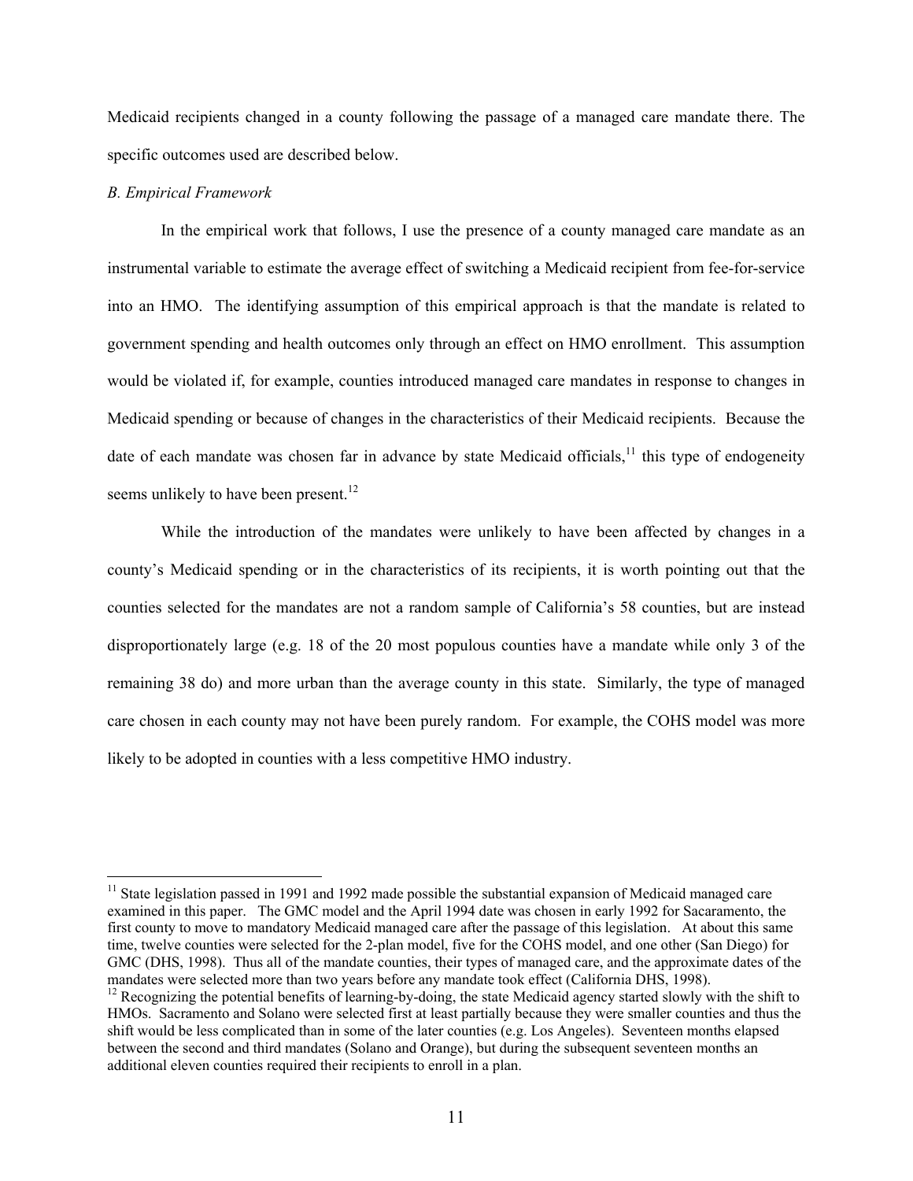Medicaid recipients changed in a county following the passage of a managed care mandate there. The specific outcomes used are described below.

*B. Empirical Framework*

In the empirical work that follows, I use the presence of a county managed care mandate as an instrumental variable to estimate the average effect of switching a Medicaid recipient from fee-for-service into an HMO. The identifying assumption of this empirical approach is that the mandate is related to government spending and health outcomes only through an effect on HMO enrollment. This assumption would be violated if, for example, counties introduced managed care mandates in response to changes in Medicaid spending or because of changes in the characteristics of their Medicaid recipients. Because the date of each mandate was chosen far in advance by state Medicaid officials,[11] this type of endogeneity seems unlikely to have been present.[12]

While the introduction of the mandates were unlikely to have been affected by changes in a county's Medicaid spending or in the characteristics of its recipients, it is worth pointing out that the counties selected for the mandates are not a random sample of California's 58 counties, but are instead disproportionately large (e.g. 18 of the 20 most populous counties have a mandate while only 3 of the remaining 38 do) and more urban than the average county in this state. Similarly, the type of managed care chosen in each county may not have been purely random. For example, the COHS model was more likely to be adopted in counties with a less competitive HMO industry.

---

[11] State legislation passed in 1991 and 1992 made possible the substantial expansion of Medicaid managed care examined in this paper. The GMC model and the April 1994 date was chosen in early 1992 for Sacaramento, the first county to move to mandatory Medicaid managed care after the passage of this legislation. At about this same time, twelve counties were selected for the 2-plan model, five for the COHS model, and one other (San Diego) for GMC (DHS, 1998). Thus all of the mandate counties, their types of managed care, and the approximate dates of the mandates were selected more than two years before any mandate took effect (California DHS, 1998).

[12] Recognizing the potential benefits of learning-by-doing, the state Medicaid agency started slowly with the shift to HMOs. Sacramento and Solano were selected first at least partially because they were smaller counties and thus the shift would be less complicated than in some of the later counties (e.g. Los Angeles). Seventeen months elapsed between the second and third mandates (Solano and Orange), but during the subsequent seventeen months an additional eleven counties required their recipients to enroll in a plan.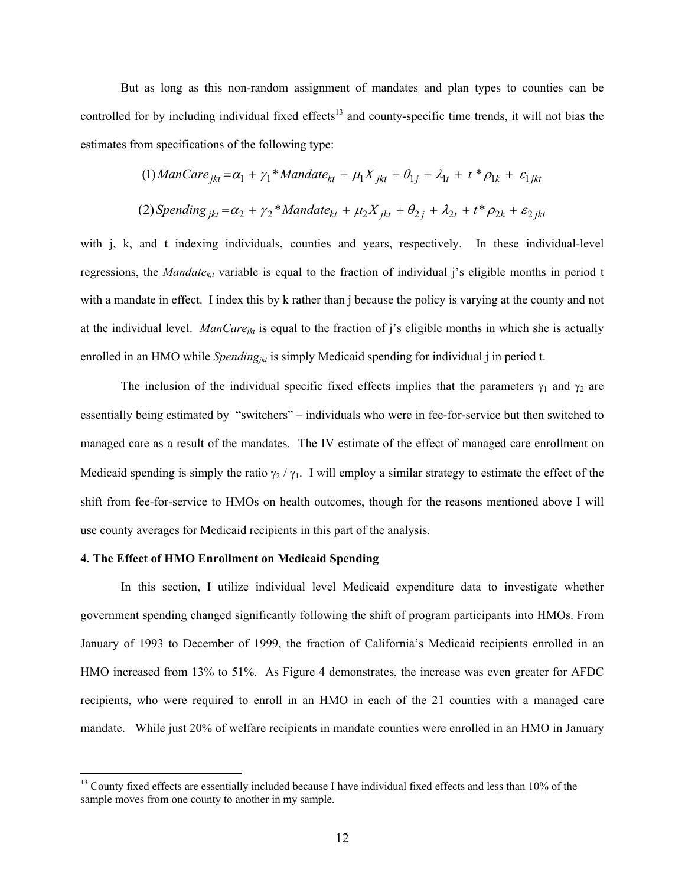But as long as this non-random assignment of mandates and plan types to counties can be controlled for by including individual fixed effects[13] and county-specific time trends, it will not bias the estimates from specifications of the following type:

$$(1)\, ManCare_{jkt} = \alpha_1 + \gamma_1 * Mandate_{kt} + \mu_1 X_{jkt} + \theta_{1j} + \lambda_{1t} + t * \rho_{1k} + \varepsilon_{1jkt}$$

$$(2)\, Spending_{jkt} = \alpha_2 + \gamma_2 * Mandate_{kt} + \mu_2 X_{jkt} + \theta_{2j} + \lambda_{2t} + t * \rho_{2k} + \varepsilon_{2jkt}$$

with j, k, and t indexing individuals, counties and years, respectively. In these individual-level regressions, the $Mandate_{k,t}$ variable is equal to the fraction of individual j's eligible months in period t with a mandate in effect. I index this by k rather than j because the policy is varying at the county and not at the individual level. $ManCare_{jkt}$ is equal to the fraction of j's eligible months in which she is actually enrolled in an HMO while $Spending_{jkt}$ is simply Medicaid spending for individual j in period t.

The inclusion of the individual specific fixed effects implies that the parameters $\gamma_1$ and $\gamma_2$ are essentially being estimated by "switchers" – individuals who were in fee-for-service but then switched to managed care as a result of the mandates. The IV estimate of the effect of managed care enrollment on Medicaid spending is simply the ratio $\gamma_2 / \gamma_1$. I will employ a similar strategy to estimate the effect of the shift from fee-for-service to HMOs on health outcomes, though for the reasons mentioned above I will use county averages for Medicaid recipients in this part of the analysis.

**4. The Effect of HMO Enrollment on Medicaid Spending**

In this section, I utilize individual level Medicaid expenditure data to investigate whether government spending changed significantly following the shift of program participants into HMOs. From January of 1993 to December of 1999, the fraction of California's Medicaid recipients enrolled in an HMO increased from 13% to 51%. As Figure 4 demonstrates, the increase was even greater for AFDC recipients, who were required to enroll in an HMO in each of the 21 counties with a managed care mandate. While just 20% of welfare recipients in mandate counties were enrolled in an HMO in January

[13] County fixed effects are essentially included because I have individual fixed effects and less than 10% of the sample moves from one county to another in my sample.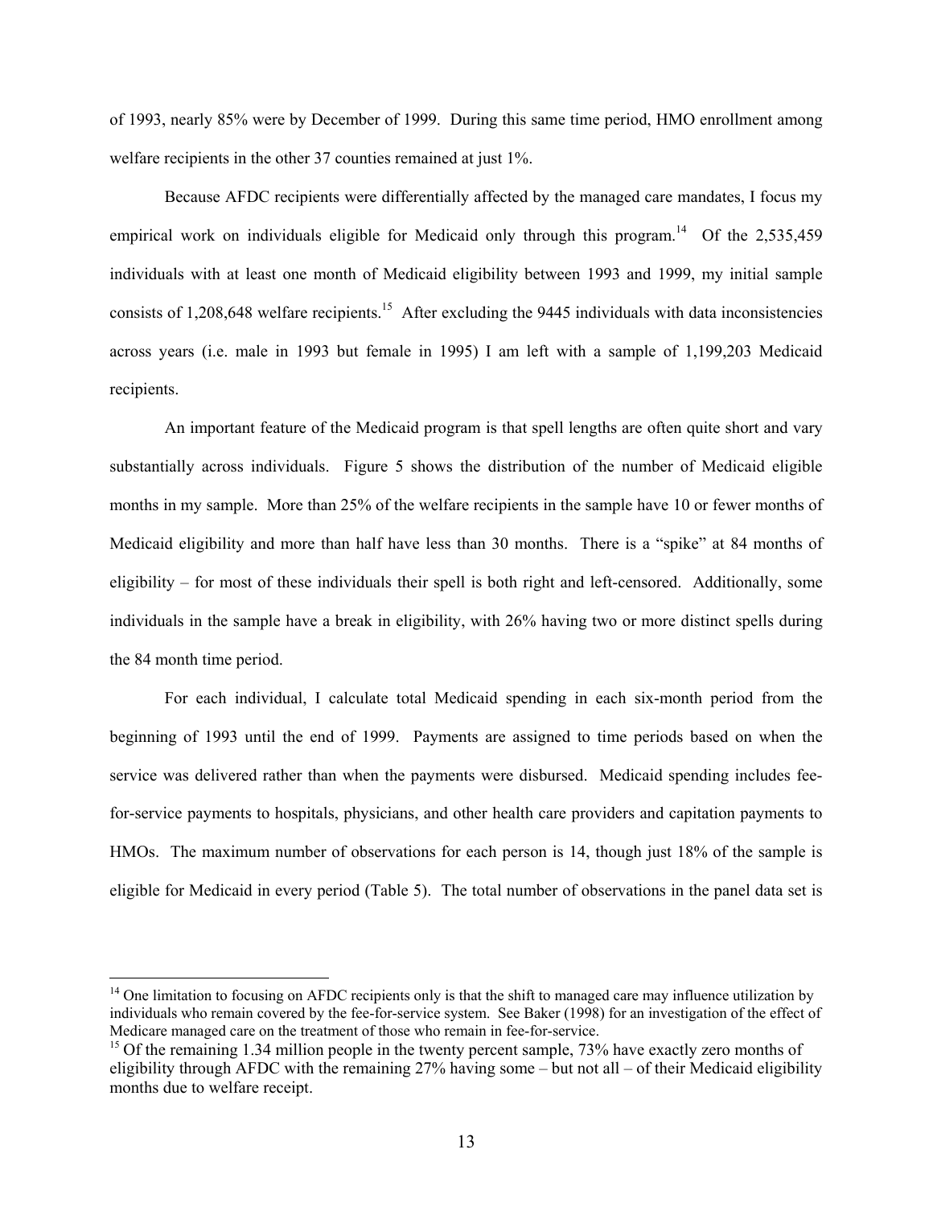of 1993, nearly 85% were by December of 1999. During this same time period, HMO enrollment among welfare recipients in the other 37 counties remained at just 1%.

Because AFDC recipients were differentially affected by the managed care mandates, I focus my empirical work on individuals eligible for Medicaid only through this program.[14] Of the 2,535,459 individuals with at least one month of Medicaid eligibility between 1993 and 1999, my initial sample consists of 1,208,648 welfare recipients.[15] After excluding the 9445 individuals with data inconsistencies across years (i.e. male in 1993 but female in 1995) I am left with a sample of 1,199,203 Medicaid recipients.

An important feature of the Medicaid program is that spell lengths are often quite short and vary substantially across individuals. Figure 5 shows the distribution of the number of Medicaid eligible months in my sample. More than 25% of the welfare recipients in the sample have 10 or fewer months of Medicaid eligibility and more than half have less than 30 months. There is a "spike" at 84 months of eligibility – for most of these individuals their spell is both right and left-censored. Additionally, some individuals in the sample have a break in eligibility, with 26% having two or more distinct spells during the 84 month time period.

For each individual, I calculate total Medicaid spending in each six-month period from the beginning of 1993 until the end of 1999. Payments are assigned to time periods based on when the service was delivered rather than when the payments were disbursed. Medicaid spending includes fee-for-service payments to hospitals, physicians, and other health care providers and capitation payments to HMOs. The maximum number of observations for each person is 14, though just 18% of the sample is eligible for Medicaid in every period (Table 5). The total number of observations in the panel data set is

[14] One limitation to focusing on AFDC recipients only is that the shift to managed care may influence utilization by individuals who remain covered by the fee-for-service system. See Baker (1998) for an investigation of the effect of Medicare managed care on the treatment of those who remain in fee-for-service.

[15] Of the remaining 1.34 million people in the twenty percent sample, 73% have exactly zero months of eligibility through AFDC with the remaining 27% having some – but not all – of their Medicaid eligibility months due to welfare receipt.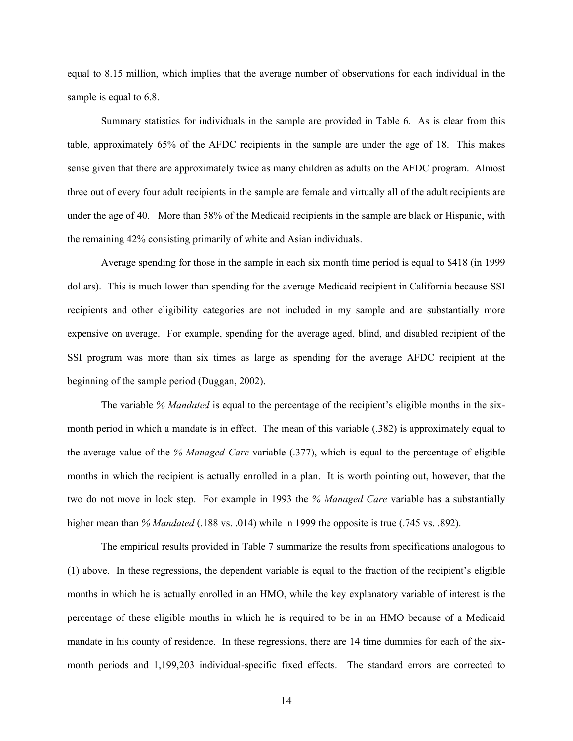equal to 8.15 million, which implies that the average number of observations for each individual in the sample is equal to 6.8.

Summary statistics for individuals in the sample are provided in Table 6. As is clear from this table, approximately 65% of the AFDC recipients in the sample are under the age of 18. This makes sense given that there are approximately twice as many children as adults on the AFDC program. Almost three out of every four adult recipients in the sample are female and virtually all of the adult recipients are under the age of 40. More than 58% of the Medicaid recipients in the sample are black or Hispanic, with the remaining 42% consisting primarily of white and Asian individuals.

Average spending for those in the sample in each six month time period is equal to $418 (in 1999 dollars). This is much lower than spending for the average Medicaid recipient in California because SSI recipients and other eligibility categories are not included in my sample and are substantially more expensive on average. For example, spending for the average aged, blind, and disabled recipient of the SSI program was more than six times as large as spending for the average AFDC recipient at the beginning of the sample period (Duggan, 2002).

The variable *% Mandated* is equal to the percentage of the recipient's eligible months in the six-month period in which a mandate is in effect. The mean of this variable (.382) is approximately equal to the average value of the *% Managed Care* variable (.377), which is equal to the percentage of eligible months in which the recipient is actually enrolled in a plan. It is worth pointing out, however, that the two do not move in lock step. For example in 1993 the *% Managed Care* variable has a substantially higher mean than *% Mandated* (.188 vs. .014) while in 1999 the opposite is true (.745 vs. .892).

The empirical results provided in Table 7 summarize the results from specifications analogous to (1) above. In these regressions, the dependent variable is equal to the fraction of the recipient's eligible months in which he is actually enrolled in an HMO, while the key explanatory variable of interest is the percentage of these eligible months in which he is required to be in an HMO because of a Medicaid mandate in his county of residence. In these regressions, there are 14 time dummies for each of the six-month periods and 1,199,203 individual-specific fixed effects. The standard errors are corrected to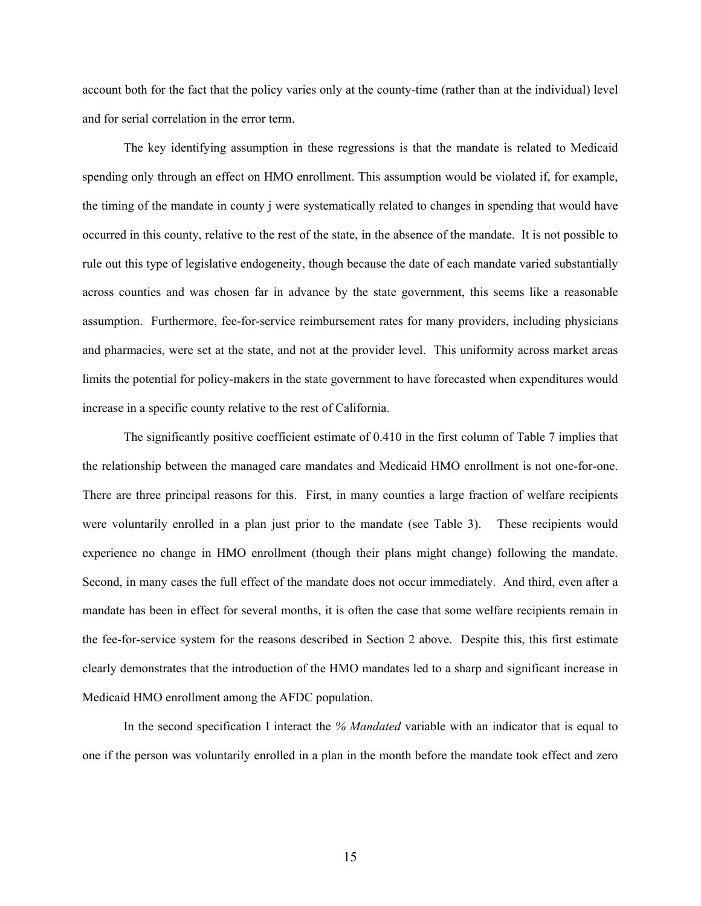account both for the fact that the policy varies only at the county-time (rather than at the individual) level and for serial correlation in the error term.

The key identifying assumption in these regressions is that the mandate is related to Medicaid spending only through an effect on HMO enrollment. This assumption would be violated if, for example, the timing of the mandate in county j were systematically related to changes in spending that would have occurred in this county, relative to the rest of the state, in the absence of the mandate. It is not possible to rule out this type of legislative endogeneity, though because the date of each mandate varied substantially across counties and was chosen far in advance by the state government, this seems like a reasonable assumption. Furthermore, fee-for-service reimbursement rates for many providers, including physicians and pharmacies, were set at the state, and not at the provider level. This uniformity across market areas limits the potential for policy-makers in the state government to have forecasted when expenditures would increase in a specific county relative to the rest of California.

The significantly positive coefficient estimate of 0.410 in the first column of Table 7 implies that the relationship between the managed care mandates and Medicaid HMO enrollment is not one-for-one. There are three principal reasons for this. First, in many counties a large fraction of welfare recipients were voluntarily enrolled in a plan just prior to the mandate (see Table 3). These recipients would experience no change in HMO enrollment (though their plans might change) following the mandate. Second, in many cases the full effect of the mandate does not occur immediately. And third, even after a mandate has been in effect for several months, it is often the case that some welfare recipients remain in the fee-for-service system for the reasons described in Section 2 above. Despite this, this first estimate clearly demonstrates that the introduction of the HMO mandates led to a sharp and significant increase in Medicaid HMO enrollment among the AFDC population.

In the second specification I interact the *% Mandated* variable with an indicator that is equal to one if the person was voluntarily enrolled in a plan in the month before the mandate took effect and zero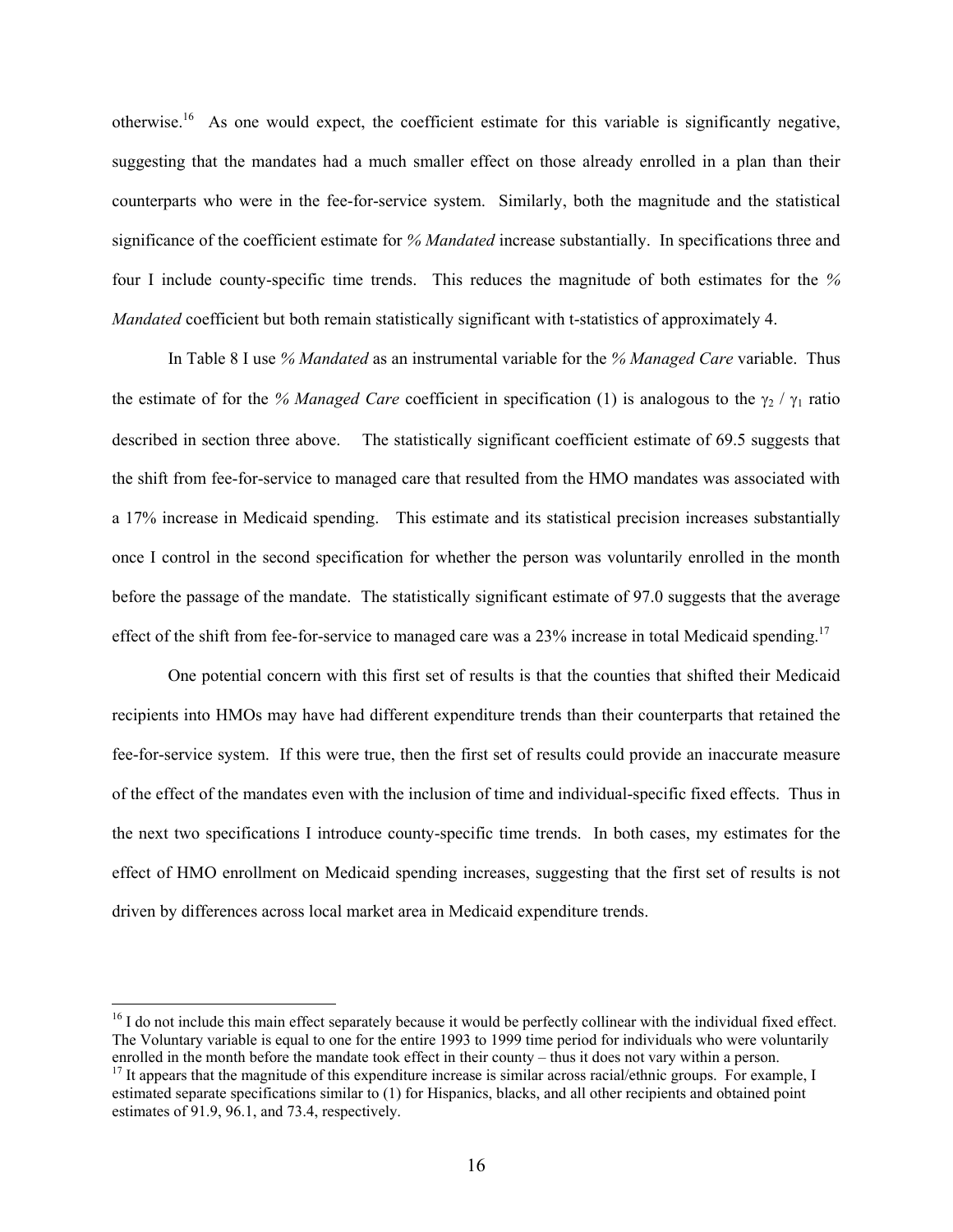otherwise.[16] As one would expect, the coefficient estimate for this variable is significantly negative, suggesting that the mandates had a much smaller effect on those already enrolled in a plan than their counterparts who were in the fee-for-service system. Similarly, both the magnitude and the statistical significance of the coefficient estimate for *% Mandated* increase substantially. In specifications three and four I include county-specific time trends. This reduces the magnitude of both estimates for the *% Mandated* coefficient but both remain statistically significant with t-statistics of approximately 4.

In Table 8 I use *% Mandated* as an instrumental variable for the *% Managed Care* variable. Thus the estimate of for the *% Managed Care* coefficient in specification (1) is analogous to the $\gamma_2 / \gamma_1$ ratio described in section three above. The statistically significant coefficient estimate of 69.5 suggests that the shift from fee-for-service to managed care that resulted from the HMO mandates was associated with a 17% increase in Medicaid spending. This estimate and its statistical precision increases substantially once I control in the second specification for whether the person was voluntarily enrolled in the month before the passage of the mandate. The statistically significant estimate of 97.0 suggests that the average effect of the shift from fee-for-service to managed care was a 23% increase in total Medicaid spending.[17]

One potential concern with this first set of results is that the counties that shifted their Medicaid recipients into HMOs may have had different expenditure trends than their counterparts that retained the fee-for-service system. If this were true, then the first set of results could provide an inaccurate measure of the effect of the mandates even with the inclusion of time and individual-specific fixed effects. Thus in the next two specifications I introduce county-specific time trends. In both cases, my estimates for the effect of HMO enrollment on Medicaid spending increases, suggesting that the first set of results is not driven by differences across local market area in Medicaid expenditure trends.

[16] I do not include this main effect separately because it would be perfectly collinear with the individual fixed effect. The Voluntary variable is equal to one for the entire 1993 to 1999 time period for individuals who were voluntarily enrolled in the month before the mandate took effect in their county – thus it does not vary within a person.

[17] It appears that the magnitude of this expenditure increase is similar across racial/ethnic groups. For example, I estimated separate specifications similar to (1) for Hispanics, blacks, and all other recipients and obtained point estimates of 91.9, 96.1, and 73.4, respectively.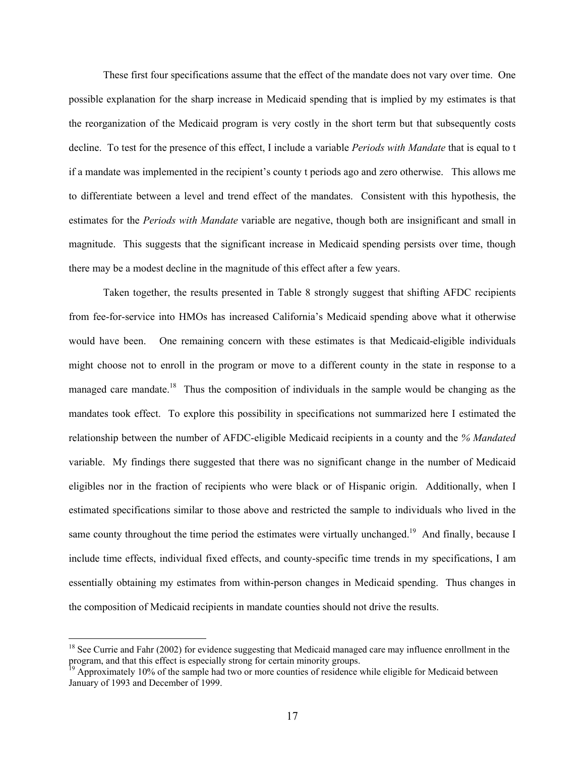These first four specifications assume that the effect of the mandate does not vary over time. One possible explanation for the sharp increase in Medicaid spending that is implied by my estimates is that the reorganization of the Medicaid program is very costly in the short term but that subsequently costs decline. To test for the presence of this effect, I include a variable *Periods with Mandate* that is equal to t if a mandate was implemented in the recipient's county t periods ago and zero otherwise. This allows me to differentiate between a level and trend effect of the mandates. Consistent with this hypothesis, the estimates for the *Periods with Mandate* variable are negative, though both are insignificant and small in magnitude. This suggests that the significant increase in Medicaid spending persists over time, though there may be a modest decline in the magnitude of this effect after a few years.

Taken together, the results presented in Table 8 strongly suggest that shifting AFDC recipients from fee-for-service into HMOs has increased California's Medicaid spending above what it otherwise would have been. One remaining concern with these estimates is that Medicaid-eligible individuals might choose not to enroll in the program or move to a different county in the state in response to a managed care mandate.[18] Thus the composition of individuals in the sample would be changing as the mandates took effect. To explore this possibility in specifications not summarized here I estimated the relationship between the number of AFDC-eligible Medicaid recipients in a county and the *% Mandated* variable. My findings there suggested that there was no significant change in the number of Medicaid eligibles nor in the fraction of recipients who were black or of Hispanic origin. Additionally, when I estimated specifications similar to those above and restricted the sample to individuals who lived in the same county throughout the time period the estimates were virtually unchanged.[19] And finally, because I include time effects, individual fixed effects, and county-specific time trends in my specifications, I am essentially obtaining my estimates from within-person changes in Medicaid spending. Thus changes in the composition of Medicaid recipients in mandate counties should not drive the results.

[18] See Currie and Fahr (2002) for evidence suggesting that Medicaid managed care may influence enrollment in the program, and that this effect is especially strong for certain minority groups.

[19] Approximately 10% of the sample had two or more counties of residence while eligible for Medicaid between January of 1993 and December of 1999.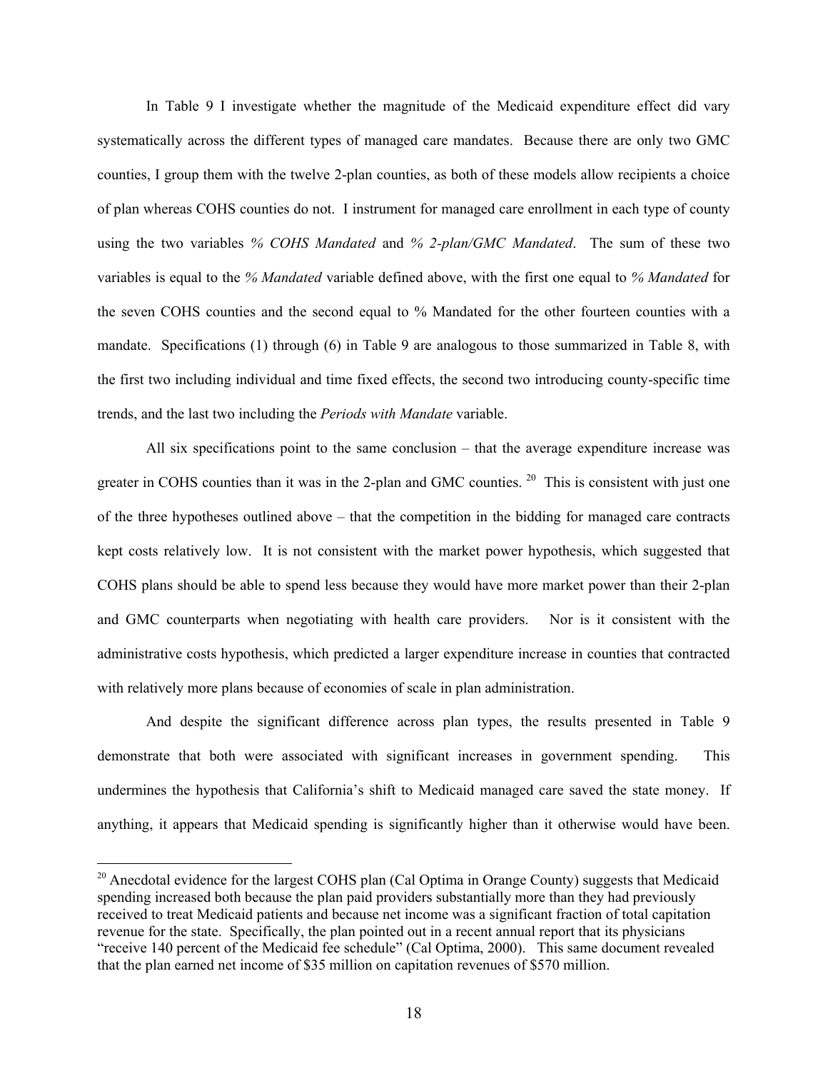In Table 9 I investigate whether the magnitude of the Medicaid expenditure effect did vary systematically across the different types of managed care mandates. Because there are only two GMC counties, I group them with the twelve 2-plan counties, as both of these models allow recipients a choice of plan whereas COHS counties do not. I instrument for managed care enrollment in each type of county using the two variables *% COHS Mandated* and *% 2-plan/GMC Mandated*. The sum of these two variables is equal to the *% Mandated* variable defined above, with the first one equal to *% Mandated* for the seven COHS counties and the second equal to % Mandated for the other fourteen counties with a mandate. Specifications (1) through (6) in Table 9 are analogous to those summarized in Table 8, with the first two including individual and time fixed effects, the second two introducing county-specific time trends, and the last two including the *Periods with Mandate* variable.

All six specifications point to the same conclusion – that the average expenditure increase was greater in COHS counties than it was in the 2-plan and GMC counties. [20] This is consistent with just one of the three hypotheses outlined above – that the competition in the bidding for managed care contracts kept costs relatively low. It is not consistent with the market power hypothesis, which suggested that COHS plans should be able to spend less because they would have more market power than their 2-plan and GMC counterparts when negotiating with health care providers. Nor is it consistent with the administrative costs hypothesis, which predicted a larger expenditure increase in counties that contracted with relatively more plans because of economies of scale in plan administration.

And despite the significant difference across plan types, the results presented in Table 9 demonstrate that both were associated with significant increases in government spending. This undermines the hypothesis that California's shift to Medicaid managed care saved the state money. If anything, it appears that Medicaid spending is significantly higher than it otherwise would have been.

[20] Anecdotal evidence for the largest COHS plan (Cal Optima in Orange County) suggests that Medicaid spending increased both because the plan paid providers substantially more than they had previously received to treat Medicaid patients and because net income was a significant fraction of total capitation revenue for the state. Specifically, the plan pointed out in a recent annual report that its physicians "receive 140 percent of the Medicaid fee schedule" (Cal Optima, 2000). This same document revealed that the plan earned net income of \$35 million on capitation revenues of \$570 million.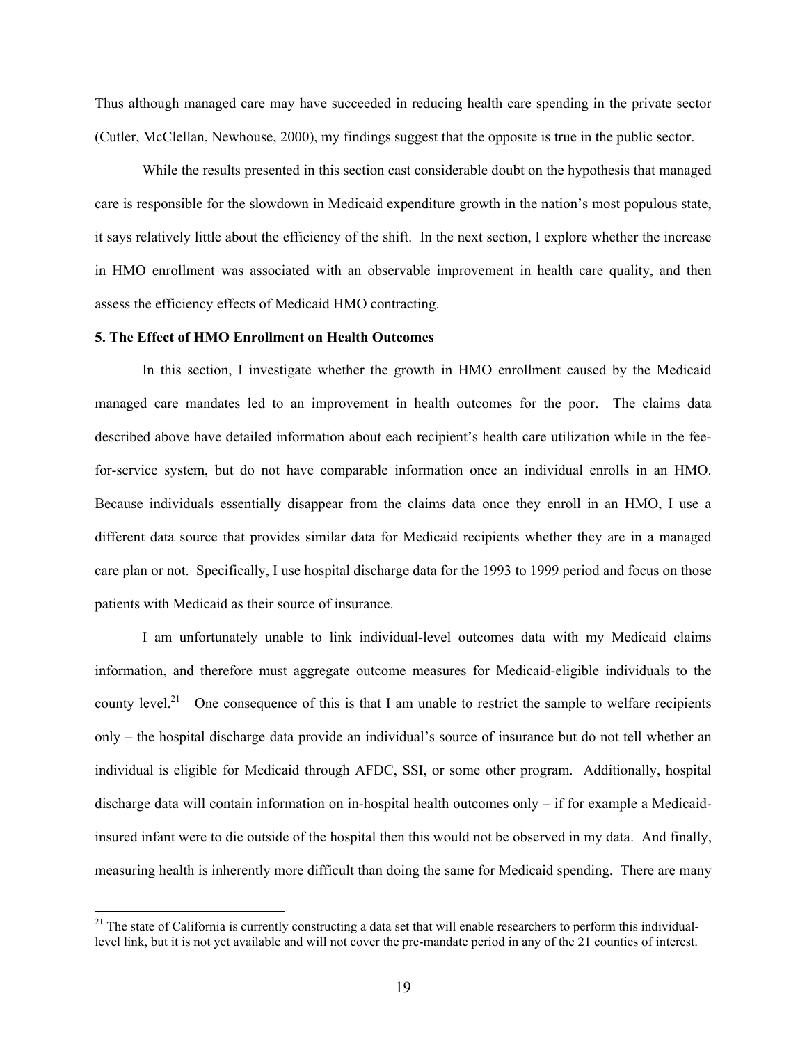Thus although managed care may have succeeded in reducing health care spending in the private sector (Cutler, McClellan, Newhouse, 2000), my findings suggest that the opposite is true in the public sector.

While the results presented in this section cast considerable doubt on the hypothesis that managed care is responsible for the slowdown in Medicaid expenditure growth in the nation's most populous state, it says relatively little about the efficiency of the shift. In the next section, I explore whether the increase in HMO enrollment was associated with an observable improvement in health care quality, and then assess the efficiency effects of Medicaid HMO contracting.

**5. The Effect of HMO Enrollment on Health Outcomes**

In this section, I investigate whether the growth in HMO enrollment caused by the Medicaid managed care mandates led to an improvement in health outcomes for the poor. The claims data described above have detailed information about each recipient's health care utilization while in the fee-for-service system, but do not have comparable information once an individual enrolls in an HMO. Because individuals essentially disappear from the claims data once they enroll in an HMO, I use a different data source that provides similar data for Medicaid recipients whether they are in a managed care plan or not. Specifically, I use hospital discharge data for the 1993 to 1999 period and focus on those patients with Medicaid as their source of insurance.

I am unfortunately unable to link individual-level outcomes data with my Medicaid claims information, and therefore must aggregate outcome measures for Medicaid-eligible individuals to the county level.[21] One consequence of this is that I am unable to restrict the sample to welfare recipients only – the hospital discharge data provide an individual's source of insurance but do not tell whether an individual is eligible for Medicaid through AFDC, SSI, or some other program. Additionally, hospital discharge data will contain information on in-hospital health outcomes only – if for example a Medicaid-insured infant were to die outside of the hospital then this would not be observed in my data. And finally, measuring health is inherently more difficult than doing the same for Medicaid spending. There are many

[21] The state of California is currently constructing a data set that will enable researchers to perform this individual-level link, but it is not yet available and will not cover the pre-mandate period in any of the 21 counties of interest.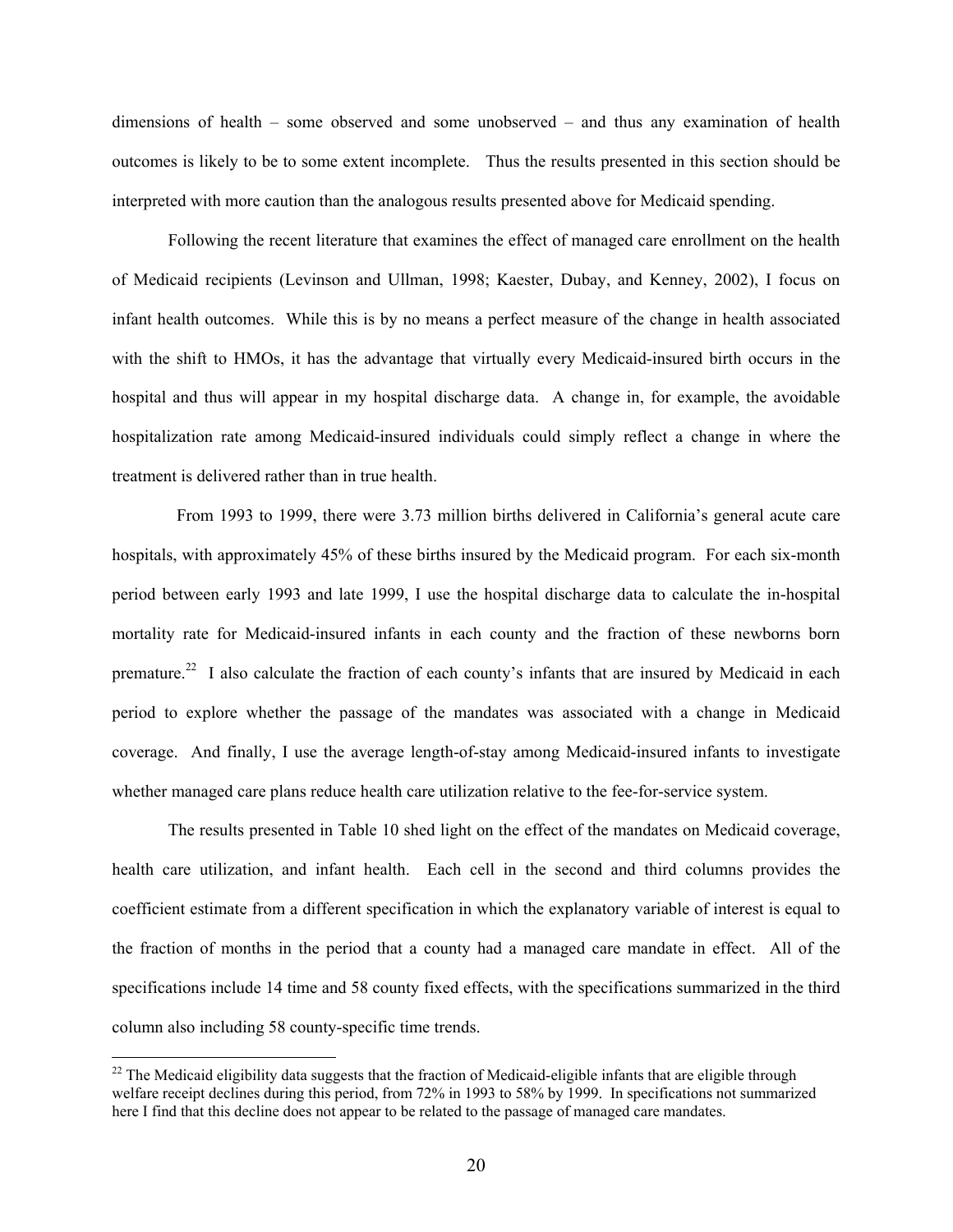dimensions of health – some observed and some unobserved – and thus any examination of health outcomes is likely to be to some extent incomplete. Thus the results presented in this section should be interpreted with more caution than the analogous results presented above for Medicaid spending.

Following the recent literature that examines the effect of managed care enrollment on the health of Medicaid recipients (Levinson and Ullman, 1998; Kaester, Dubay, and Kenney, 2002), I focus on infant health outcomes. While this is by no means a perfect measure of the change in health associated with the shift to HMOs, it has the advantage that virtually every Medicaid-insured birth occurs in the hospital and thus will appear in my hospital discharge data. A change in, for example, the avoidable hospitalization rate among Medicaid-insured individuals could simply reflect a change in where the treatment is delivered rather than in true health.

From 1993 to 1999, there were 3.73 million births delivered in California's general acute care hospitals, with approximately 45% of these births insured by the Medicaid program. For each six-month period between early 1993 and late 1999, I use the hospital discharge data to calculate the in-hospital mortality rate for Medicaid-insured infants in each county and the fraction of these newborns born premature.[22] I also calculate the fraction of each county's infants that are insured by Medicaid in each period to explore whether the passage of the mandates was associated with a change in Medicaid coverage. And finally, I use the average length-of-stay among Medicaid-insured infants to investigate whether managed care plans reduce health care utilization relative to the fee-for-service system.

The results presented in Table 10 shed light on the effect of the mandates on Medicaid coverage, health care utilization, and infant health. Each cell in the second and third columns provides the coefficient estimate from a different specification in which the explanatory variable of interest is equal to the fraction of months in the period that a county had a managed care mandate in effect. All of the specifications include 14 time and 58 county fixed effects, with the specifications summarized in the third column also including 58 county-specific time trends.

[22] The Medicaid eligibility data suggests that the fraction of Medicaid-eligible infants that are eligible through welfare receipt declines during this period, from 72% in 1993 to 58% by 1999. In specifications not summarized here I find that this decline does not appear to be related to the passage of managed care mandates.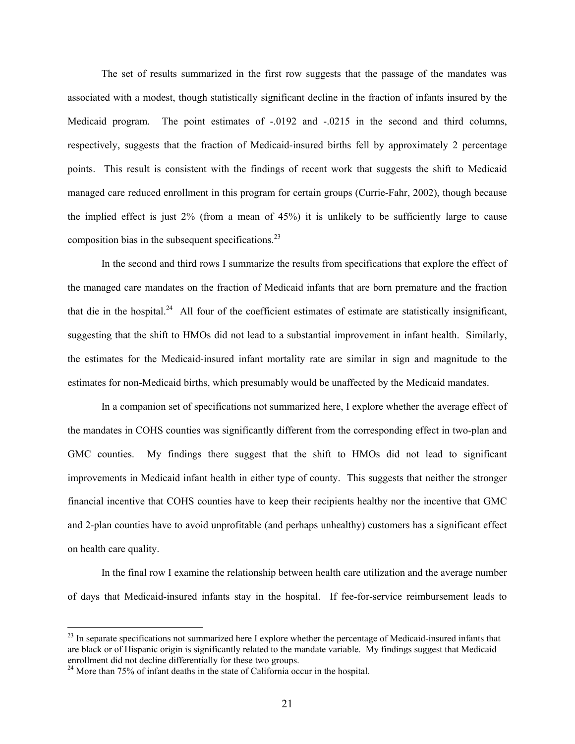The set of results summarized in the first row suggests that the passage of the mandates was associated with a modest, though statistically significant decline in the fraction of infants insured by the Medicaid program. The point estimates of -.0192 and -.0215 in the second and third columns, respectively, suggests that the fraction of Medicaid-insured births fell by approximately 2 percentage points. This result is consistent with the findings of recent work that suggests the shift to Medicaid managed care reduced enrollment in this program for certain groups (Currie-Fahr, 2002), though because the implied effect is just 2% (from a mean of 45%) it is unlikely to be sufficiently large to cause composition bias in the subsequent specifications.[23]

In the second and third rows I summarize the results from specifications that explore the effect of the managed care mandates on the fraction of Medicaid infants that are born premature and the fraction that die in the hospital.[24] All four of the coefficient estimates of estimate are statistically insignificant, suggesting that the shift to HMOs did not lead to a substantial improvement in infant health. Similarly, the estimates for the Medicaid-insured infant mortality rate are similar in sign and magnitude to the estimates for non-Medicaid births, which presumably would be unaffected by the Medicaid mandates.

In a companion set of specifications not summarized here, I explore whether the average effect of the mandates in COHS counties was significantly different from the corresponding effect in two-plan and GMC counties. My findings there suggest that the shift to HMOs did not lead to significant improvements in Medicaid infant health in either type of county. This suggests that neither the stronger financial incentive that COHS counties have to keep their recipients healthy nor the incentive that GMC and 2-plan counties have to avoid unprofitable (and perhaps unhealthy) customers has a significant effect on health care quality.

In the final row I examine the relationship between health care utilization and the average number of days that Medicaid-insured infants stay in the hospital. If fee-for-service reimbursement leads to

---

[23] In separate specifications not summarized here I explore whether the percentage of Medicaid-insured infants that are black or of Hispanic origin is significantly related to the mandate variable. My findings suggest that Medicaid enrollment did not decline differentially for these two groups.

[24] More than 75% of infant deaths in the state of California occur in the hospital.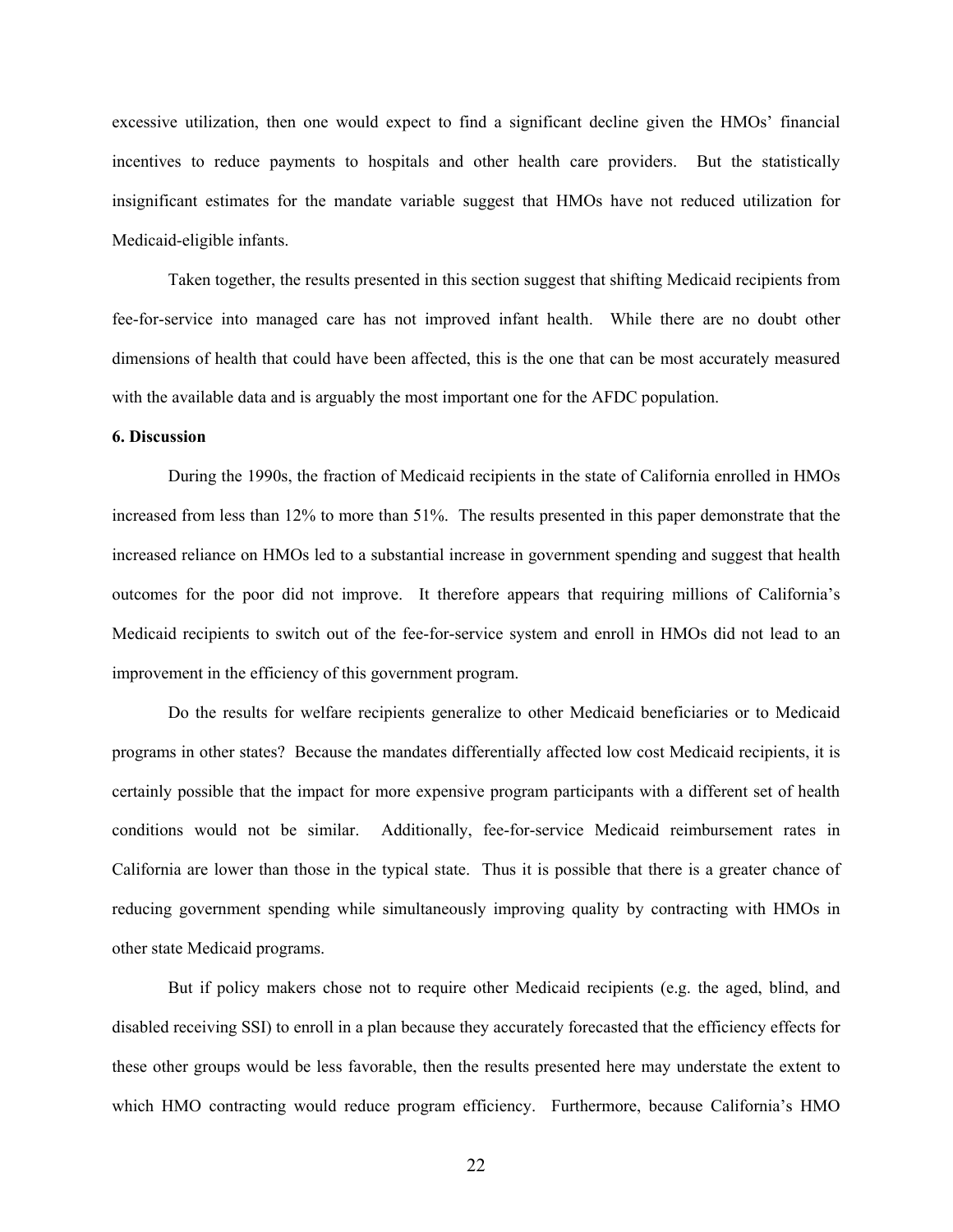excessive utilization, then one would expect to find a significant decline given the HMOs' financial incentives to reduce payments to hospitals and other health care providers. But the statistically insignificant estimates for the mandate variable suggest that HMOs have not reduced utilization for Medicaid-eligible infants.

Taken together, the results presented in this section suggest that shifting Medicaid recipients from fee-for-service into managed care has not improved infant health. While there are no doubt other dimensions of health that could have been affected, this is the one that can be most accurately measured with the available data and is arguably the most important one for the AFDC population.

**6. Discussion**

During the 1990s, the fraction of Medicaid recipients in the state of California enrolled in HMOs increased from less than 12% to more than 51%. The results presented in this paper demonstrate that the increased reliance on HMOs led to a substantial increase in government spending and suggest that health outcomes for the poor did not improve. It therefore appears that requiring millions of California's Medicaid recipients to switch out of the fee-for-service system and enroll in HMOs did not lead to an improvement in the efficiency of this government program.

Do the results for welfare recipients generalize to other Medicaid beneficiaries or to Medicaid programs in other states? Because the mandates differentially affected low cost Medicaid recipients, it is certainly possible that the impact for more expensive program participants with a different set of health conditions would not be similar. Additionally, fee-for-service Medicaid reimbursement rates in California are lower than those in the typical state. Thus it is possible that there is a greater chance of reducing government spending while simultaneously improving quality by contracting with HMOs in other state Medicaid programs.

But if policy makers chose not to require other Medicaid recipients (e.g. the aged, blind, and disabled receiving SSI) to enroll in a plan because they accurately forecasted that the efficiency effects for these other groups would be less favorable, then the results presented here may understate the extent to which HMO contracting would reduce program efficiency. Furthermore, because California's HMO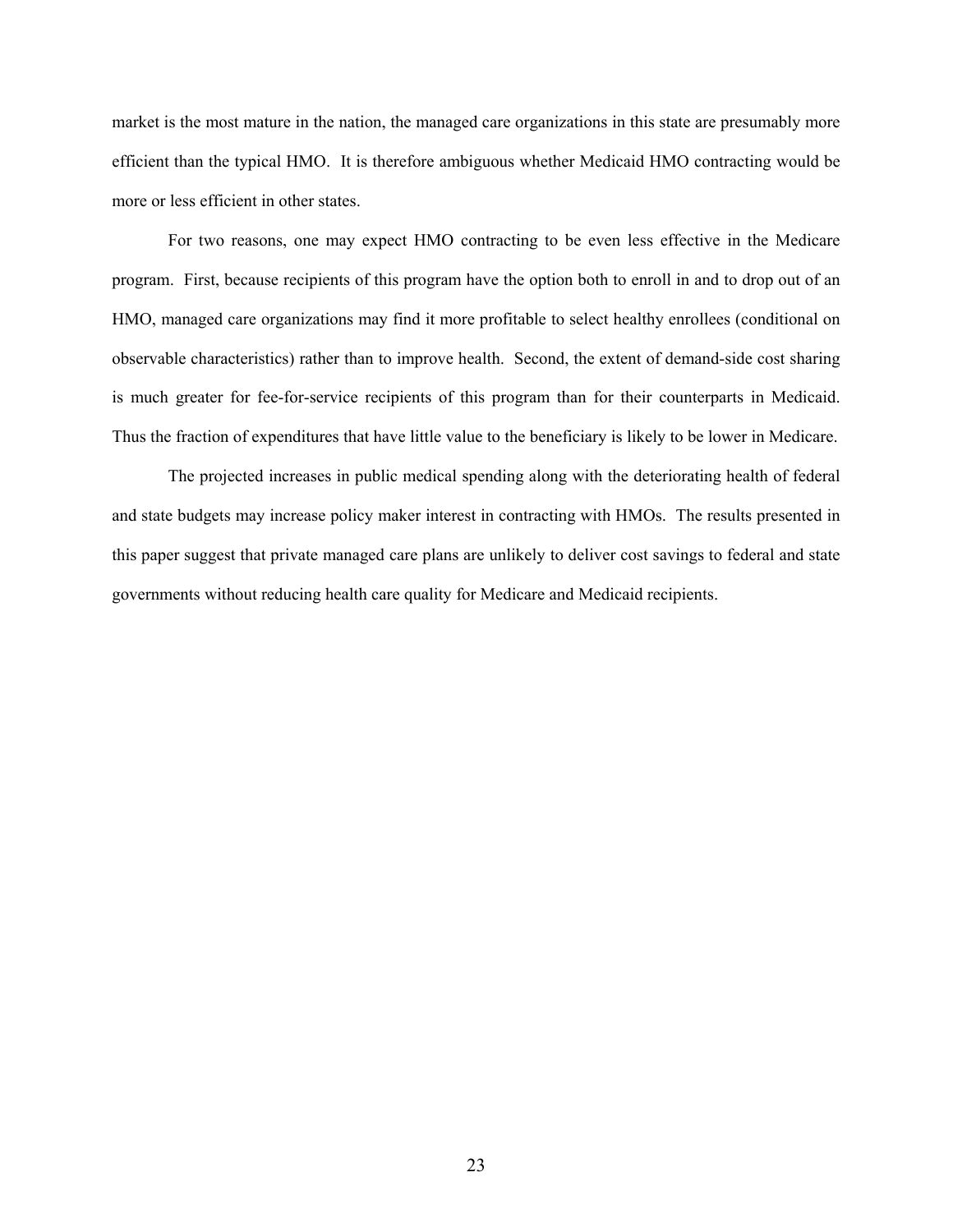market is the most mature in the nation, the managed care organizations in this state are presumably more efficient than the typical HMO. It is therefore ambiguous whether Medicaid HMO contracting would be more or less efficient in other states.

For two reasons, one may expect HMO contracting to be even less effective in the Medicare program. First, because recipients of this program have the option both to enroll in and to drop out of an HMO, managed care organizations may find it more profitable to select healthy enrollees (conditional on observable characteristics) rather than to improve health. Second, the extent of demand-side cost sharing is much greater for fee-for-service recipients of this program than for their counterparts in Medicaid. Thus the fraction of expenditures that have little value to the beneficiary is likely to be lower in Medicare.

The projected increases in public medical spending along with the deteriorating health of federal and state budgets may increase policy maker interest in contracting with HMOs. The results presented in this paper suggest that private managed care plans are unlikely to deliver cost savings to federal and state governments without reducing health care quality for Medicare and Medicaid recipients.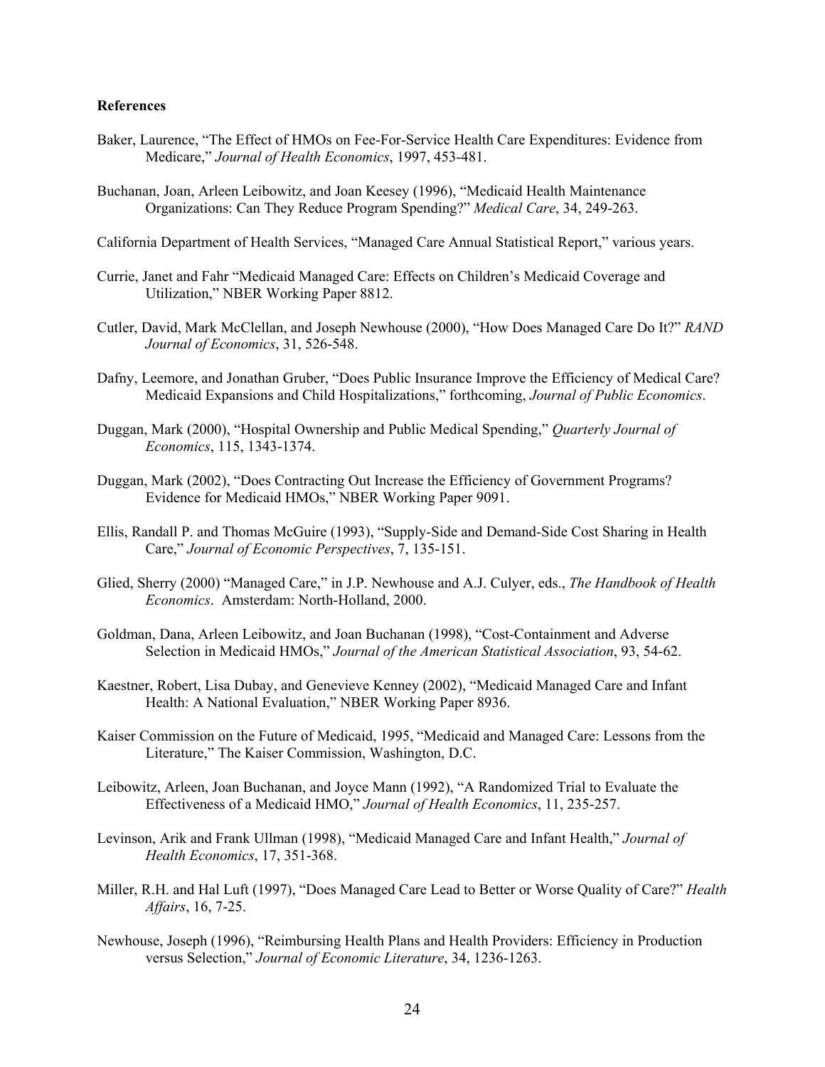**References**

Baker, Laurence, "The Effect of HMOs on Fee-For-Service Health Care Expenditures: Evidence from Medicare," *Journal of Health Economics*, 1997, 453-481.

Buchanan, Joan, Arleen Leibowitz, and Joan Keesey (1996), "Medicaid Health Maintenance Organizations: Can They Reduce Program Spending?" *Medical Care*, 34, 249-263.

California Department of Health Services, "Managed Care Annual Statistical Report," various years.

Currie, Janet and Fahr "Medicaid Managed Care: Effects on Children's Medicaid Coverage and Utilization," NBER Working Paper 8812.

Cutler, David, Mark McClellan, and Joseph Newhouse (2000), "How Does Managed Care Do It?" *RAND Journal of Economics*, 31, 526-548.

Dafny, Leemore, and Jonathan Gruber, "Does Public Insurance Improve the Efficiency of Medical Care? Medicaid Expansions and Child Hospitalizations," forthcoming, *Journal of Public Economics*.

Duggan, Mark (2000), "Hospital Ownership and Public Medical Spending," *Quarterly Journal of Economics*, 115, 1343-1374.

Duggan, Mark (2002), "Does Contracting Out Increase the Efficiency of Government Programs? Evidence for Medicaid HMOs," NBER Working Paper 9091.

Ellis, Randall P. and Thomas McGuire (1993), "Supply-Side and Demand-Side Cost Sharing in Health Care," *Journal of Economic Perspectives*, 7, 135-151.

Glied, Sherry (2000) "Managed Care," in J.P. Newhouse and A.J. Culyer, eds., *The Handbook of Health Economics*. Amsterdam: North-Holland, 2000.

Goldman, Dana, Arleen Leibowitz, and Joan Buchanan (1998), "Cost-Containment and Adverse Selection in Medicaid HMOs," *Journal of the American Statistical Association*, 93, 54-62.

Kaestner, Robert, Lisa Dubay, and Genevieve Kenney (2002), "Medicaid Managed Care and Infant Health: A National Evaluation," NBER Working Paper 8936.

Kaiser Commission on the Future of Medicaid, 1995, "Medicaid and Managed Care: Lessons from the Literature," The Kaiser Commission, Washington, D.C.

Leibowitz, Arleen, Joan Buchanan, and Joyce Mann (1992), "A Randomized Trial to Evaluate the Effectiveness of a Medicaid HMO," *Journal of Health Economics*, 11, 235-257.

Levinson, Arik and Frank Ullman (1998), "Medicaid Managed Care and Infant Health," *Journal of Health Economics*, 17, 351-368.

Miller, R.H. and Hal Luft (1997), "Does Managed Care Lead to Better or Worse Quality of Care?" *Health Affairs*, 16, 7-25.

Newhouse, Joseph (1996), "Reimbursing Health Plans and Health Providers: Efficiency in Production versus Selection," *Journal of Economic Literature*, 34, 1236-1263.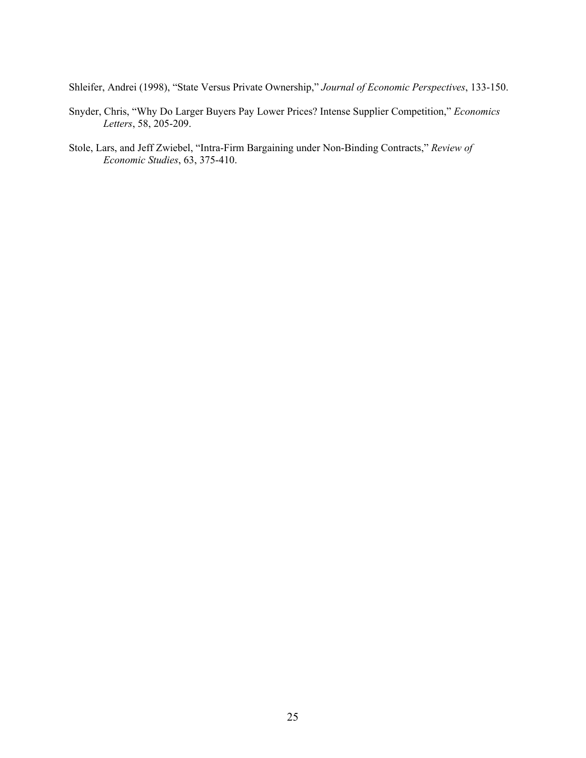Shleifer, Andrei (1998), "State Versus Private Ownership," *Journal of Economic Perspectives*, 133-150.

Snyder, Chris, "Why Do Larger Buyers Pay Lower Prices? Intense Supplier Competition," *Economics Letters*, 58, 205-209.

Stole, Lars, and Jeff Zwiebel, "Intra-Firm Bargaining under Non-Binding Contracts," *Review of Economic Studies*, 63, 375-410.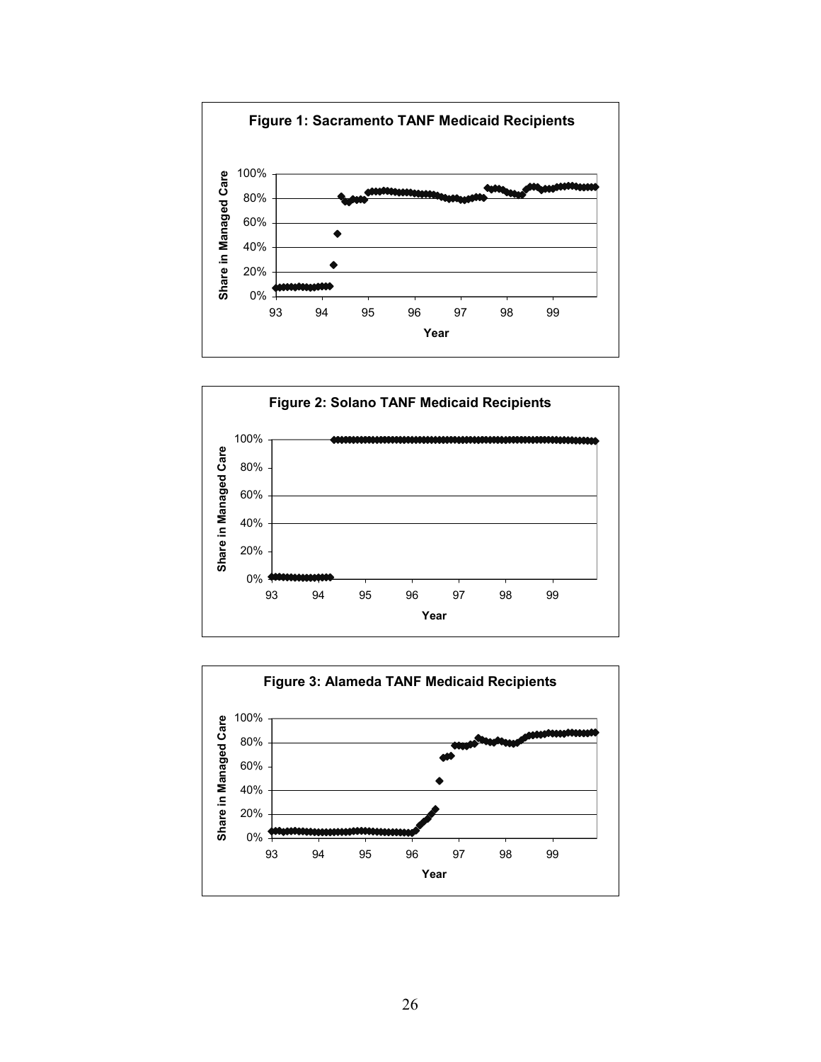**Figure 1: Sacramento TANF Medicaid Recipients**

**Figure 2: Solano TANF Medicaid Recipients**

**Figure 3: Alameda TANF Medicaid Recipients**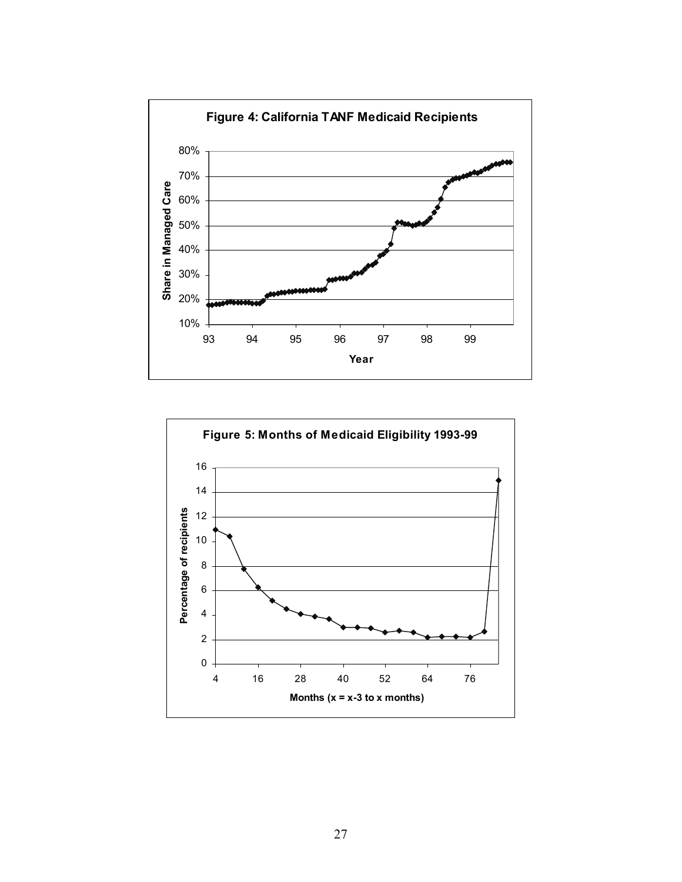**Figure 4: California TANF Medicaid Recipients**

**Figure 5: Months of Medicaid Eligibility 1993-99**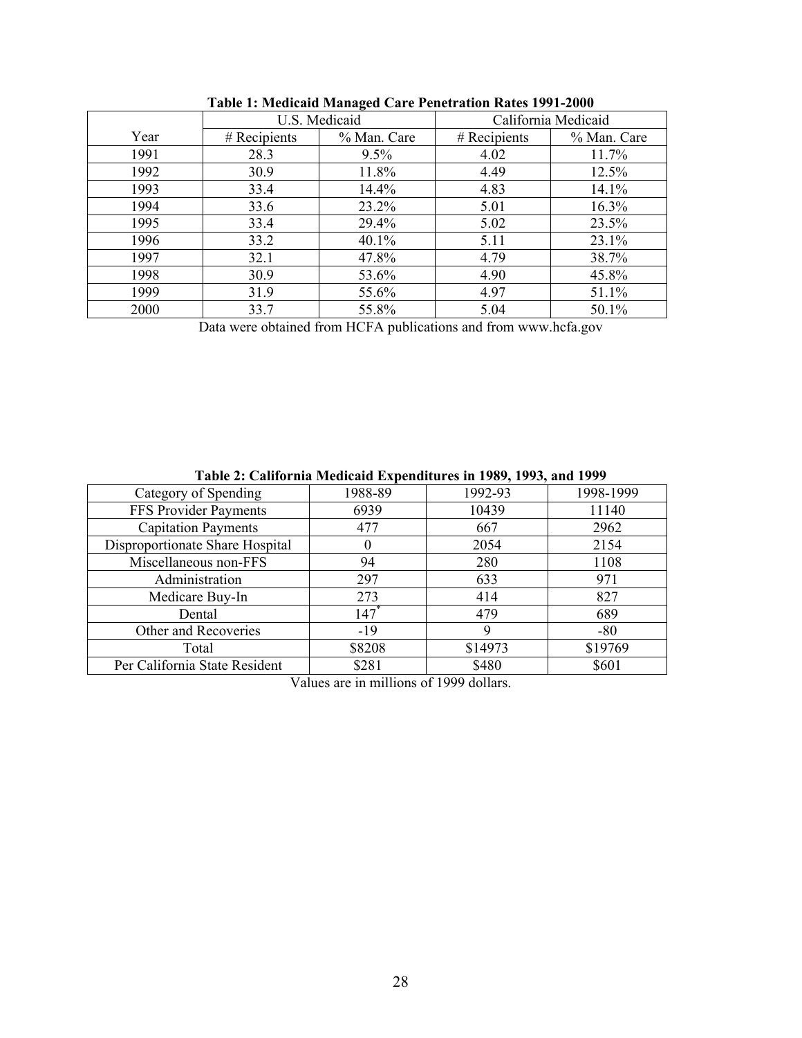**Table 1: Medicaid Managed Care Penetration Rates 1991-2000**

| | U.S. Medicaid | | California Medicaid | |
|---|---|---|---|---|
| Year | # Recipients | % Man. Care | # Recipients | % Man. Care |
| 1991 | 28.3 | 9.5% | 4.02 | 11.7% |
| 1992 | 30.9 | 11.8% | 4.49 | 12.5% |
| 1993 | 33.4 | 14.4% | 4.83 | 14.1% |
| 1994 | 33.6 | 23.2% | 5.01 | 16.3% |
| 1995 | 33.4 | 29.4% | 5.02 | 23.5% |
| 1996 | 33.2 | 40.1% | 5.11 | 23.1% |
| 1997 | 32.1 | 47.8% | 4.79 | 38.7% |
| 1998 | 30.9 | 53.6% | 4.90 | 45.8% |
| 1999 | 31.9 | 55.6% | 4.97 | 51.1% |
| 2000 | 33.7 | 55.8% | 5.04 | 50.1% |

Data were obtained from HCFA publications and from www.hcfa.gov

**Table 2: California Medicaid Expenditures in 1989, 1993, and 1999**

| Category of Spending | 1988-89 | 1992-93 | 1998-1999 |
|---|---|---|---|
| FFS Provider Payments | 6939 | 10439 | 11140 |
| Capitation Payments | 477 | 667 | 2962 |
| Disproportionate Share Hospital | 0 | 2054 | 2154 |
| Miscellaneous non-FFS | 94 | 280 | 1108 |
| Administration | 297 | 633 | 971 |
| Medicare Buy-In | 273 | 414 | 827 |
| Dental | 147* | 479 | 689 |
| Other and Recoveries | -19 | 9 | -80 |
| Total | $8208 | $14973 | $19769 |
| Per California State Resident | $281 | $480 | $601 |

Values are in millions of 1999 dollars.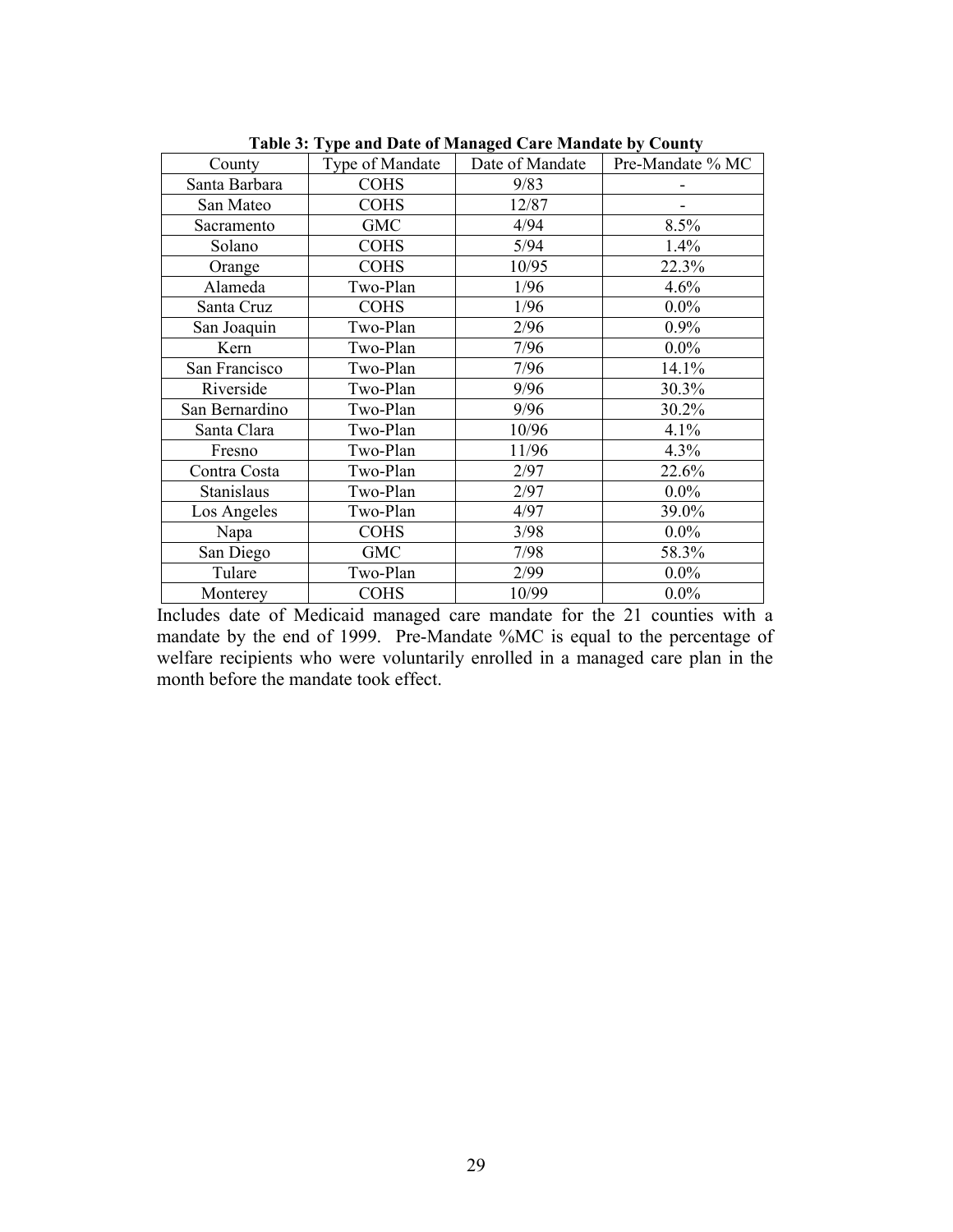**Table 3: Type and Date of Managed Care Mandate by County**

| County | Type of Mandate | Date of Mandate | Pre-Mandate % MC |
|---|---|---|---|
| Santa Barbara | COHS | 9/83 | - |
| San Mateo | COHS | 12/87 | - |
| Sacramento | GMC | 4/94 | 8.5% |
| Solano | COHS | 5/94 | 1.4% |
| Orange | COHS | 10/95 | 22.3% |
| Alameda | Two-Plan | 1/96 | 4.6% |
| Santa Cruz | COHS | 1/96 | 0.0% |
| San Joaquin | Two-Plan | 2/96 | 0.9% |
| Kern | Two-Plan | 7/96 | 0.0% |
| San Francisco | Two-Plan | 7/96 | 14.1% |
| Riverside | Two-Plan | 9/96 | 30.3% |
| San Bernardino | Two-Plan | 9/96 | 30.2% |
| Santa Clara | Two-Plan | 10/96 | 4.1% |
| Fresno | Two-Plan | 11/96 | 4.3% |
| Contra Costa | Two-Plan | 2/97 | 22.6% |
| Stanislaus | Two-Plan | 2/97 | 0.0% |
| Los Angeles | Two-Plan | 4/97 | 39.0% |
| Napa | COHS | 3/98 | 0.0% |
| San Diego | GMC | 7/98 | 58.3% |
| Tulare | Two-Plan | 2/99 | 0.0% |
| Monterey | COHS | 10/99 | 0.0% |

Includes date of Medicaid managed care mandate for the 21 counties with a mandate by the end of 1999. Pre-Mandate %MC is equal to the percentage of welfare recipients who were voluntarily enrolled in a managed care plan in the month before the mandate took effect.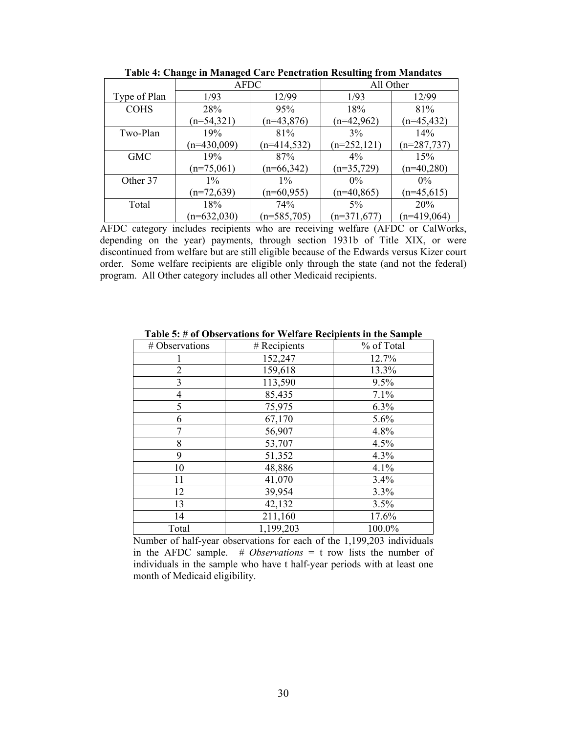**Table 4: Change in Managed Care Penetration Resulting from Mandates**

| | AFDC | | All Other | |
|---|---|---|---|---|
| Type of Plan | 1/93 | 12/99 | 1/93 | 12/99 |
| COHS | 28% (n=54,321) | 95% (n=43,876) | 18% (n=42,962) | 81% (n=45,432) |
| Two-Plan | 19% (n=430,009) | 81% (n=414,532) | 3% (n=252,121) | 14% (n=287,737) |
| GMC | 19% (n=75,061) | 87% (n=66,342) | 4% (n=35,729) | 15% (n=40,280) |
| Other 37 | 1% (n=72,639) | 1% (n=60,955) | 0% (n=40,865) | 0% (n=45,615) |
| Total | 18% (n=632,030) | 74% (n=585,705) | 5% (n=371,677) | 20% (n=419,064) |

AFDC category includes recipients who are receiving welfare (AFDC or CalWorks, depending on the year) payments, through section 1931b of Title XIX, or were discontinued from welfare but are still eligible because of the Edwards versus Kizer court order. Some welfare recipients are eligible only through the state (and not the federal) program. All Other category includes all other Medicaid recipients.

**Table 5: # of Observations for Welfare Recipients in the Sample**

| # Observations | # Recipients | % of Total |
|---|---|---|
| 1 | 152,247 | 12.7% |
| 2 | 159,618 | 13.3% |
| 3 | 113,590 | 9.5% |
| 4 | 85,435 | 7.1% |
| 5 | 75,975 | 6.3% |
| 6 | 67,170 | 5.6% |
| 7 | 56,907 | 4.8% |
| 8 | 53,707 | 4.5% |
| 9 | 51,352 | 4.3% |
| 10 | 48,886 | 4.1% |
| 11 | 41,070 | 3.4% |
| 12 | 39,954 | 3.3% |
| 13 | 42,132 | 3.5% |
| 14 | 211,160 | 17.6% |
| Total | 1,199,203 | 100.0% |

Number of half-year observations for each of the 1,199,203 individuals in the AFDC sample. *# Observations* = t row lists the number of individuals in the sample who have t half-year periods with at least one month of Medicaid eligibility.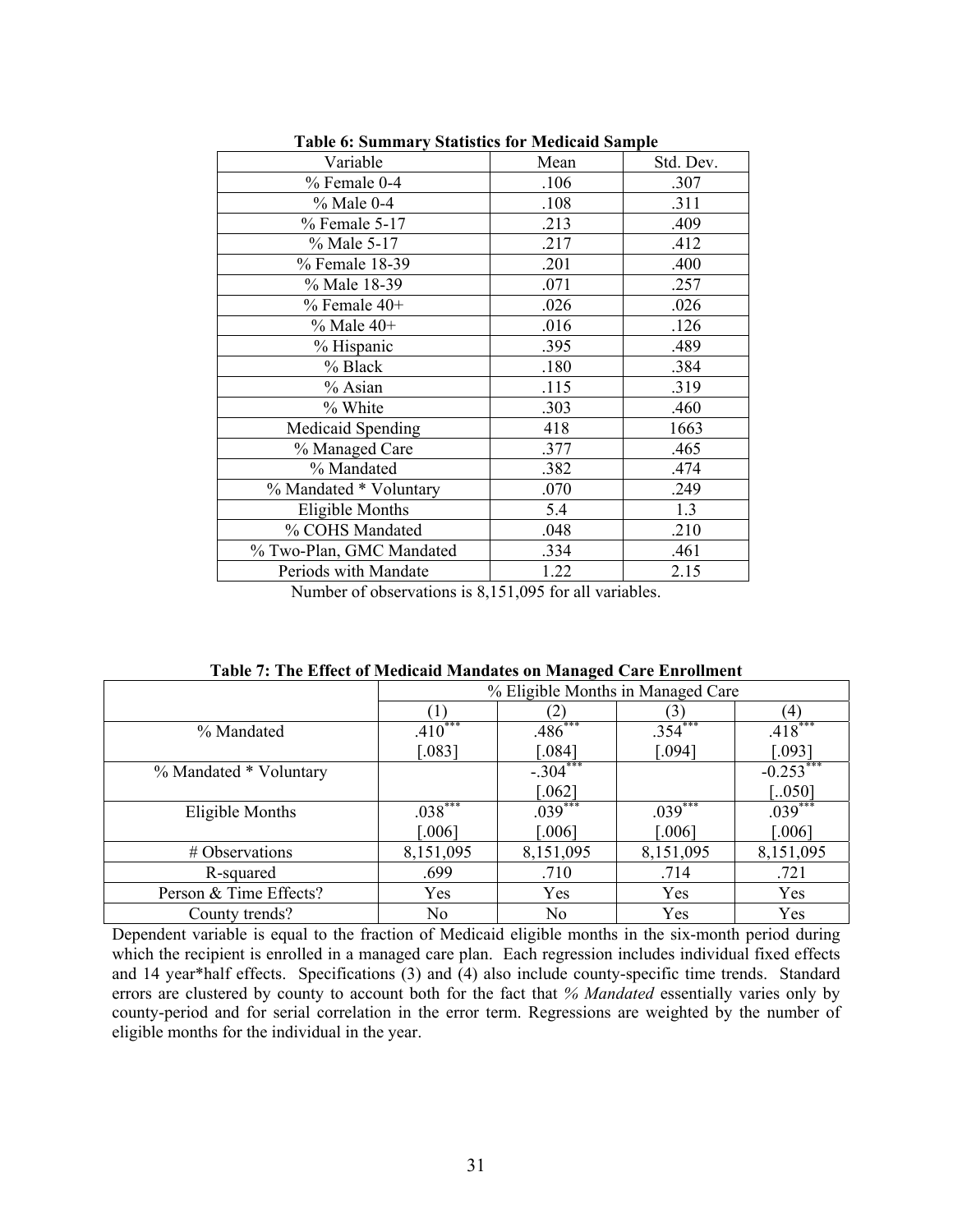**Table 6: Summary Statistics for Medicaid Sample**

| Variable | Mean | Std. Dev. |
|---|---|---|
| % Female 0-4 | .106 | .307 |
| % Male 0-4 | .108 | .311 |
| % Female 5-17 | .213 | .409 |
| % Male 5-17 | .217 | .412 |
| % Female 18-39 | .201 | .400 |
| % Male 18-39 | .071 | .257 |
| % Female 40+ | .026 | .026 |
| % Male 40+ | .016 | .126 |
| % Hispanic | .395 | .489 |
| % Black | .180 | .384 |
| % Asian | .115 | .319 |
| % White | .303 | .460 |
| Medicaid Spending | 418 | 1663 |
| % Managed Care | .377 | .465 |
| % Mandated | .382 | .474 |
| % Mandated * Voluntary | .070 | .249 |
| Eligible Months | 5.4 | 1.3 |
| % COHS Mandated | .048 | .210 |
| % Two-Plan, GMC Mandated | .334 | .461 |
| Periods with Mandate | 1.22 | 2.15 |

Number of observations is 8,151,095 for all variables.

**Table 7: The Effect of Medicaid Mandates on Managed Care Enrollment**

| | % Eligible Months in Managed Care | | | |
|---|---|---|---|---|
| | (1) | (2) | (3) | (4) |
| % Mandated | .410*** | .486*** | .354*** | .418*** |
| | [.083] | [.084] | [.094] | [.093] |
| % Mandated * Voluntary | | -.304*** | | -0.253*** |
| | | [.062] | | [..050] |
| Eligible Months | .038*** | .039*** | .039*** | .039*** |
| | [.006] | [.006] | [.006] | [.006] |
| # Observations | 8,151,095 | 8,151,095 | 8,151,095 | 8,151,095 |
| R-squared | .699 | .710 | .714 | .721 |
| Person & Time Effects? | Yes | Yes | Yes | Yes |
| County trends? | No | No | Yes | Yes |

Dependent variable is equal to the fraction of Medicaid eligible months in the six-month period during which the recipient is enrolled in a managed care plan. Each regression includes individual fixed effects and 14 year*half effects. Specifications (3) and (4) also include county-specific time trends. Standard errors are clustered by county to account both for the fact that *% Mandated* essentially varies only by county-period and for serial correlation in the error term. Regressions are weighted by the number of eligible months for the individual in the year.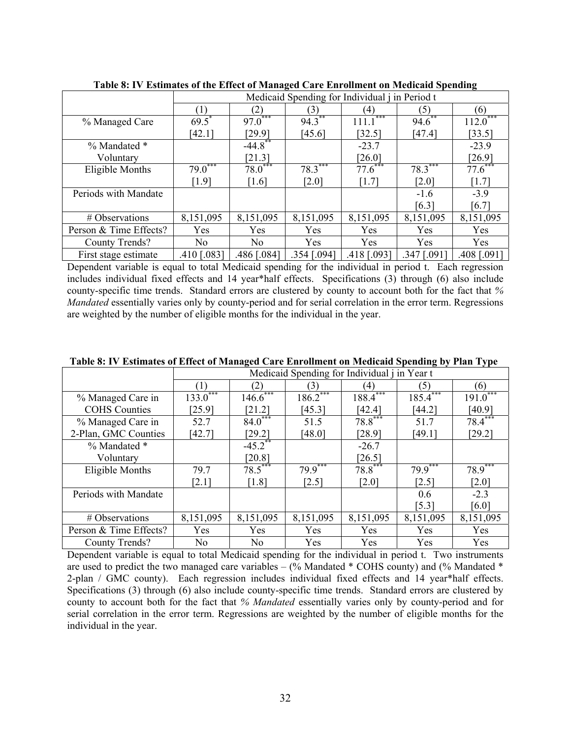**Table 8: IV Estimates of the Effect of Managed Care Enrollment on Medicaid Spending**

| | Medicaid Spending for Individual j in Period t | | | | | |
|---|---|---|---|---|---|---|
| | (1) | (2) | (3) | (4) | (5) | (6) |
| % Managed Care | 69.5* | 97.0*** | 94.3** | 111.1*** | 94.6** | 112.0*** |
| | [42.1] | [29.9] | [45.6] | [32.5] | [47.4] | [33.5] |
| % Mandated * Voluntary | | -44.8** | | -23.7 | | -23.9 |
| | | [21.3] | | [26.0] | | [26.9] |
| Eligible Months | 79.0*** | 78.0*** | 78.3*** | 77.6*** | 78.3*** | 77.6*** |
| | [1.9] | [1.6] | [2.0] | [1.7] | [2.0] | [1.7] |
| Periods with Mandate | | | | | -1.6 | -3.9 |
| | | | | | [6.3] | [6.7] |
| # Observations | 8,151,095 | 8,151,095 | 8,151,095 | 8,151,095 | 8,151,095 | 8,151,095 |
| Person & Time Effects? | Yes | Yes | Yes | Yes | Yes | Yes |
| County Trends? | No | No | Yes | Yes | Yes | Yes |
| First stage estimate | .410 [.083] | .486 [.084] | .354 [.094] | .418 [.093] | .347 [.091] | .408 [.091] |

Dependent variable is equal to total Medicaid spending for the individual in period t. Each regression includes individual fixed effects and 14 year*half effects. Specifications (3) through (6) also include county-specific time trends. Standard errors are clustered by county to account both for the fact that *% Mandated* essentially varies only by county-period and for serial correlation in the error term. Regressions are weighted by the number of eligible months for the individual in the year.

**Table 8: IV Estimates of Effect of Managed Care Enrollment on Medicaid Spending by Plan Type**

| | Medicaid Spending for Individual j in Year t | | | | | |
|---|---|---|---|---|---|---|
| | (1) | (2) | (3) | (4) | (5) | (6) |
| % Managed Care in COHS Counties | 133.0*** | 146.6*** | 186.2*** | 188.4*** | 185.4*** | 191.0*** |
| | [25.9] | [21.2] | [45.3] | [42.4] | [44.2] | [40.9] |
| % Managed Care in 2-Plan, GMC Counties | 52.7 | 84.0*** | 51.5 | 78.8*** | 51.7 | 78.4*** |
| | [42.7] | [29.2] | [48.0] | [28.9] | [49.1] | [29.2] |
| % Mandated * Voluntary | | -45.2** | | -26.7 | | |
| | | [20.8] | | [26.5] | | |
| Eligible Months | 79.7 | 78.5*** | 79.9*** | 78.8*** | 79.9*** | 78.9*** |
| | [2.1] | [1.8] | [2.5] | [2.0] | [2.5] | [2.0] |
| Periods with Mandate | | | | | 0.6 | -2.3 |
| | | | | | [5.3] | [6.0] |
| # Observations | 8,151,095 | 8,151,095 | 8,151,095 | 8,151,095 | 8,151,095 | 8,151,095 |
| Person & Time Effects? | Yes | Yes | Yes | Yes | Yes | Yes |
| County Trends? | No | No | Yes | Yes | Yes | Yes |

Dependent variable is equal to total Medicaid spending for the individual in period t. Two instruments are used to predict the two managed care variables – (% Mandated * COHS county) and (% Mandated * 2-plan / GMC county). Each regression includes individual fixed effects and 14 year*half effects. Specifications (3) through (6) also include county-specific time trends. Standard errors are clustered by county to account both for the fact that *% Mandated* essentially varies only by county-period and for serial correlation in the error term. Regressions are weighted by the number of eligible months for the individual in the year.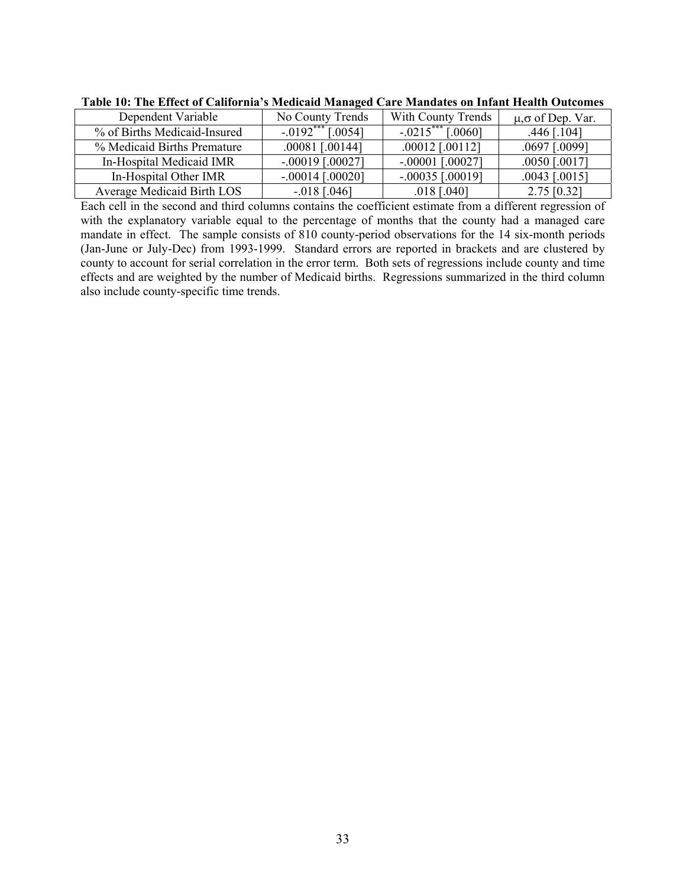**Table 10: The Effect of California's Medicaid Managed Care Mandates on Infant Health Outcomes**

| Dependent Variable | No County Trends | With County Trends | $\mu,\sigma$ of Dep. Var. |
|---|---|---|---|
| % of Births Medicaid-Insured | -.0192*** [.0054] | -.0215*** [.0060] | .446 [.104] |
| % Medicaid Births Premature | .00081 [.00144] | .00012 [.00112] | .0697 [.0099] |
| In-Hospital Medicaid IMR | -.00019 [.00027] | -.00001 [.00027] | .0050 [.0017] |
| In-Hospital Other IMR | -.00014 [.00020] | -.00035 [.00019] | .0043 [.0015] |
| Average Medicaid Birth LOS | -.018 [.046] | .018 [.040] | 2.75 [0.32] |

Each cell in the second and third columns contains the coefficient estimate from a different regression of with the explanatory variable equal to the percentage of months that the county had a managed care mandate in effect. The sample consists of 810 county-period observations for the 14 six-month periods (Jan-June or July-Dec) from 1993-1999. Standard errors are reported in brackets and are clustered by county to account for serial correlation in the error term. Both sets of regressions include county and time effects and are weighted by the number of Medicaid births. Regressions summarized in the third column also include county-specific time trends.